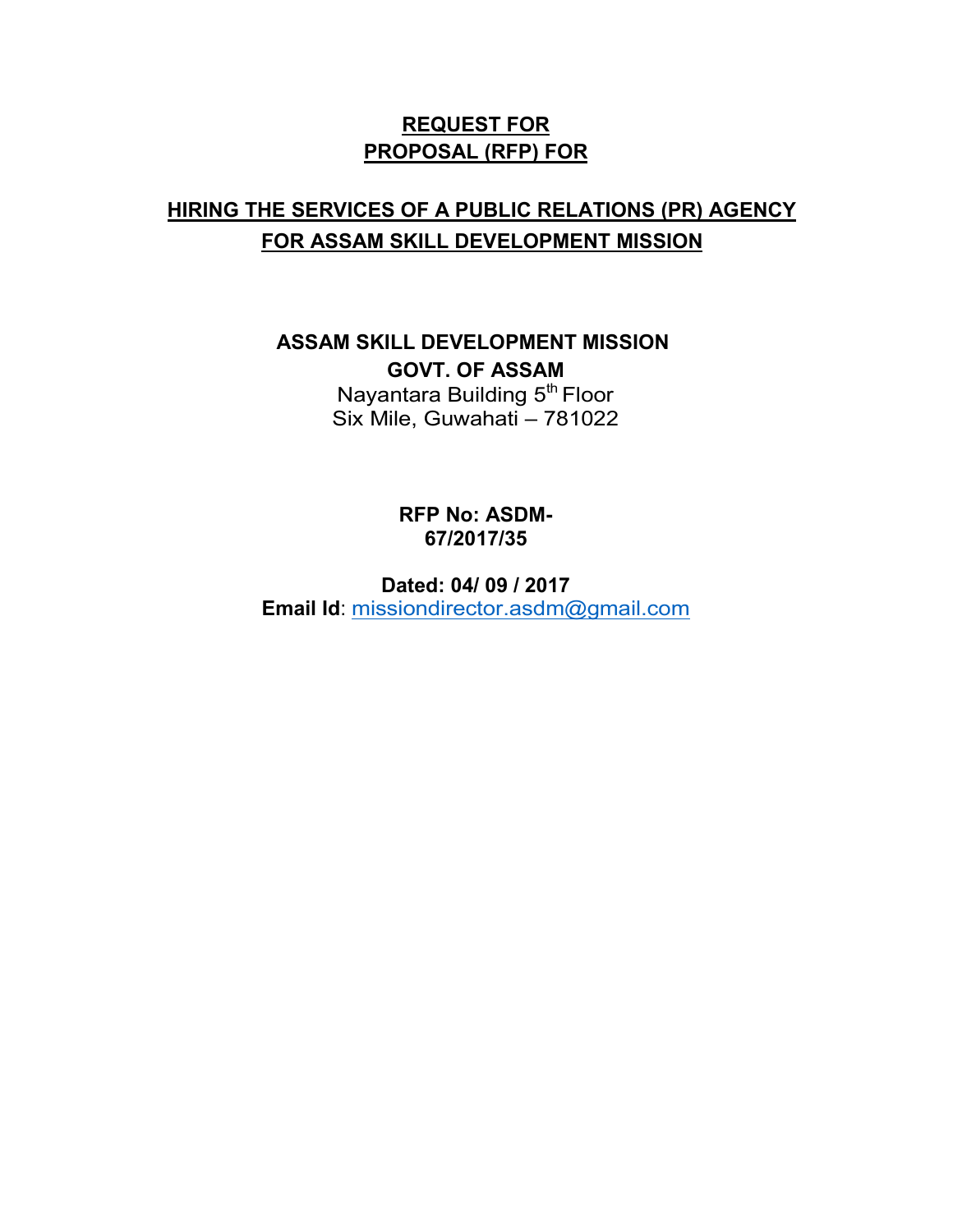# REQUEST FOR PROPOSAL (RFP) FOR

## HIRING THE SERVICES OF A PUBLIC RELATIONS (PR) AGENCY FOR ASSAM SKILL DEVELOPMENT MISSION

**ASSAM SKILL DEVELOPMENT MISSION**
**GOVT. OF ASSAM**
Nayantara Building 5th Floor
Six Mile, Guwahati – 781022

**RFP No: ASDM-67/2017/35**

**Dated: 04/ 09 / 2017**
**Email Id**: missiondirector.asdm@gmail.com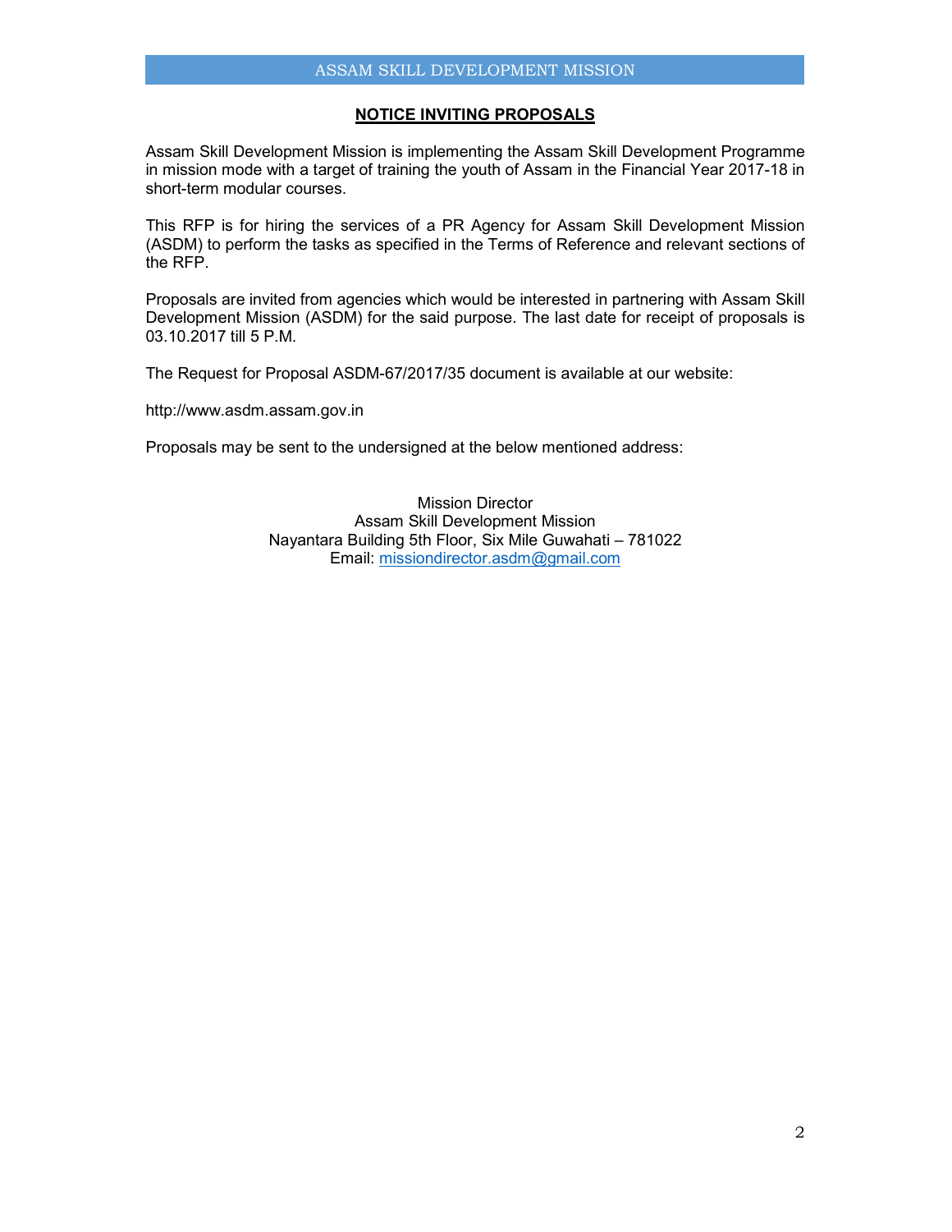## NOTICE INVITING PROPOSALS

Assam Skill Development Mission is implementing the Assam Skill Development Programme in mission mode with a target of training the youth of Assam in the Financial Year 2017-18 in short-term modular courses.

This RFP is for hiring the services of a PR Agency for Assam Skill Development Mission (ASDM) to perform the tasks as specified in the Terms of Reference and relevant sections of the RFP.

Proposals are invited from agencies which would be interested in partnering with Assam Skill Development Mission (ASDM) for the said purpose. The last date for receipt of proposals is 03.10.2017 till 5 P.M.

The Request for Proposal ASDM-67/2017/35 document is available at our website:

http://www.asdm.assam.gov.in

Proposals may be sent to the undersigned at the below mentioned address:

Mission Director
Assam Skill Development Mission
Nayantara Building 5th Floor, Six Mile Guwahati – 781022
Email: missiondirector.asdm@gmail.com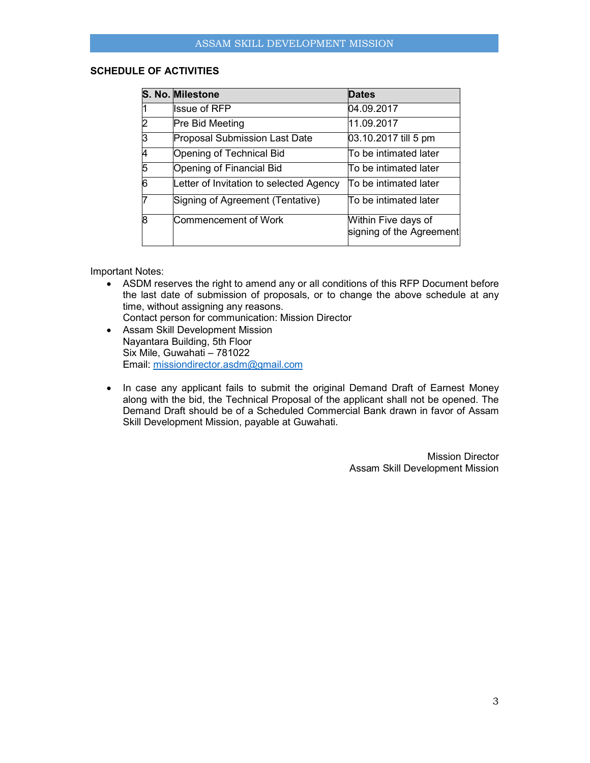## SCHEDULE OF ACTIVITIES

| S. No. | Milestone | Dates |
|---|---|---|
| 1 | Issue of RFP | 04.09.2017 |
| 2 | Pre Bid Meeting | 11.09.2017 |
| 3 | Proposal Submission Last Date | 03.10.2017 till 5 pm |
| 4 | Opening of Technical Bid | To be intimated later |
| 5 | Opening of Financial Bid | To be intimated later |
| 6 | Letter of Invitation to selected Agency | To be intimated later |
| 7 | Signing of Agreement (Tentative) | To be intimated later |
| 8 | Commencement of Work | Within Five days of signing of the Agreement |

Important Notes:

- ASDM reserves the right to amend any or all conditions of this RFP Document before the last date of submission of proposals, or to change the above schedule at any time, without assigning any reasons.
  Contact person for communication: Mission Director
- Assam Skill Development Mission
  Nayantara Building, 5th Floor
  Six Mile, Guwahati – 781022
  Email: missiondirector.asdm@gmail.com

- In case any applicant fails to submit the original Demand Draft of Earnest Money along with the bid, the Technical Proposal of the applicant shall not be opened. The Demand Draft should be of a Scheduled Commercial Bank drawn in favor of Assam Skill Development Mission, payable at Guwahati.

Mission Director
Assam Skill Development Mission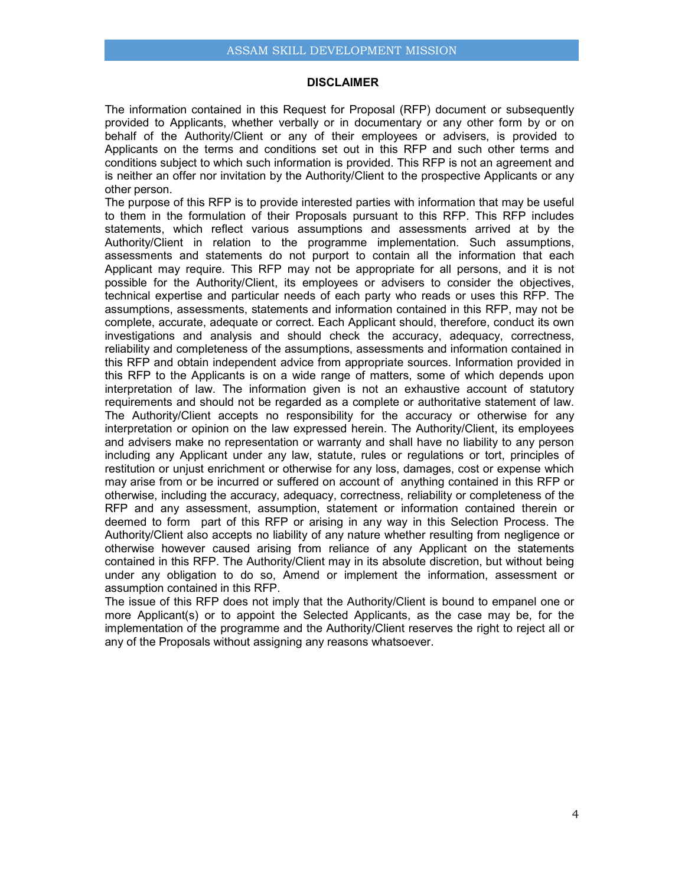## DISCLAIMER

The information contained in this Request for Proposal (RFP) document or subsequently provided to Applicants, whether verbally or in documentary or any other form by or on behalf of the Authority/Client or any of their employees or advisers, is provided to Applicants on the terms and conditions set out in this RFP and such other terms and conditions subject to which such information is provided. This RFP is not an agreement and is neither an offer nor invitation by the Authority/Client to the prospective Applicants or any other person.

The purpose of this RFP is to provide interested parties with information that may be useful to them in the formulation of their Proposals pursuant to this RFP. This RFP includes statements, which reflect various assumptions and assessments arrived at by the Authority/Client in relation to the programme implementation. Such assumptions, assessments and statements do not purport to contain all the information that each Applicant may require. This RFP may not be appropriate for all persons, and it is not possible for the Authority/Client, its employees or advisers to consider the objectives, technical expertise and particular needs of each party who reads or uses this RFP. The assumptions, assessments, statements and information contained in this RFP, may not be complete, accurate, adequate or correct. Each Applicant should, therefore, conduct its own investigations and analysis and should check the accuracy, adequacy, correctness, reliability and completeness of the assumptions, assessments and information contained in this RFP and obtain independent advice from appropriate sources. Information provided in this RFP to the Applicants is on a wide range of matters, some of which depends upon interpretation of law. The information given is not an exhaustive account of statutory requirements and should not be regarded as a complete or authoritative statement of law. The Authority/Client accepts no responsibility for the accuracy or otherwise for any interpretation or opinion on the law expressed herein. The Authority/Client, its employees and advisers make no representation or warranty and shall have no liability to any person including any Applicant under any law, statute, rules or regulations or tort, principles of restitution or unjust enrichment or otherwise for any loss, damages, cost or expense which may arise from or be incurred or suffered on account of anything contained in this RFP or otherwise, including the accuracy, adequacy, correctness, reliability or completeness of the RFP and any assessment, assumption, statement or information contained therein or deemed to form part of this RFP or arising in any way in this Selection Process. The Authority/Client also accepts no liability of any nature whether resulting from negligence or otherwise however caused arising from reliance of any Applicant on the statements contained in this RFP. The Authority/Client may in its absolute discretion, but without being under any obligation to do so, Amend or implement the information, assessment or assumption contained in this RFP.

The issue of this RFP does not imply that the Authority/Client is bound to empanel one or more Applicant(s) or to appoint the Selected Applicants, as the case may be, for the implementation of the programme and the Authority/Client reserves the right to reject all or any of the Proposals without assigning any reasons whatsoever.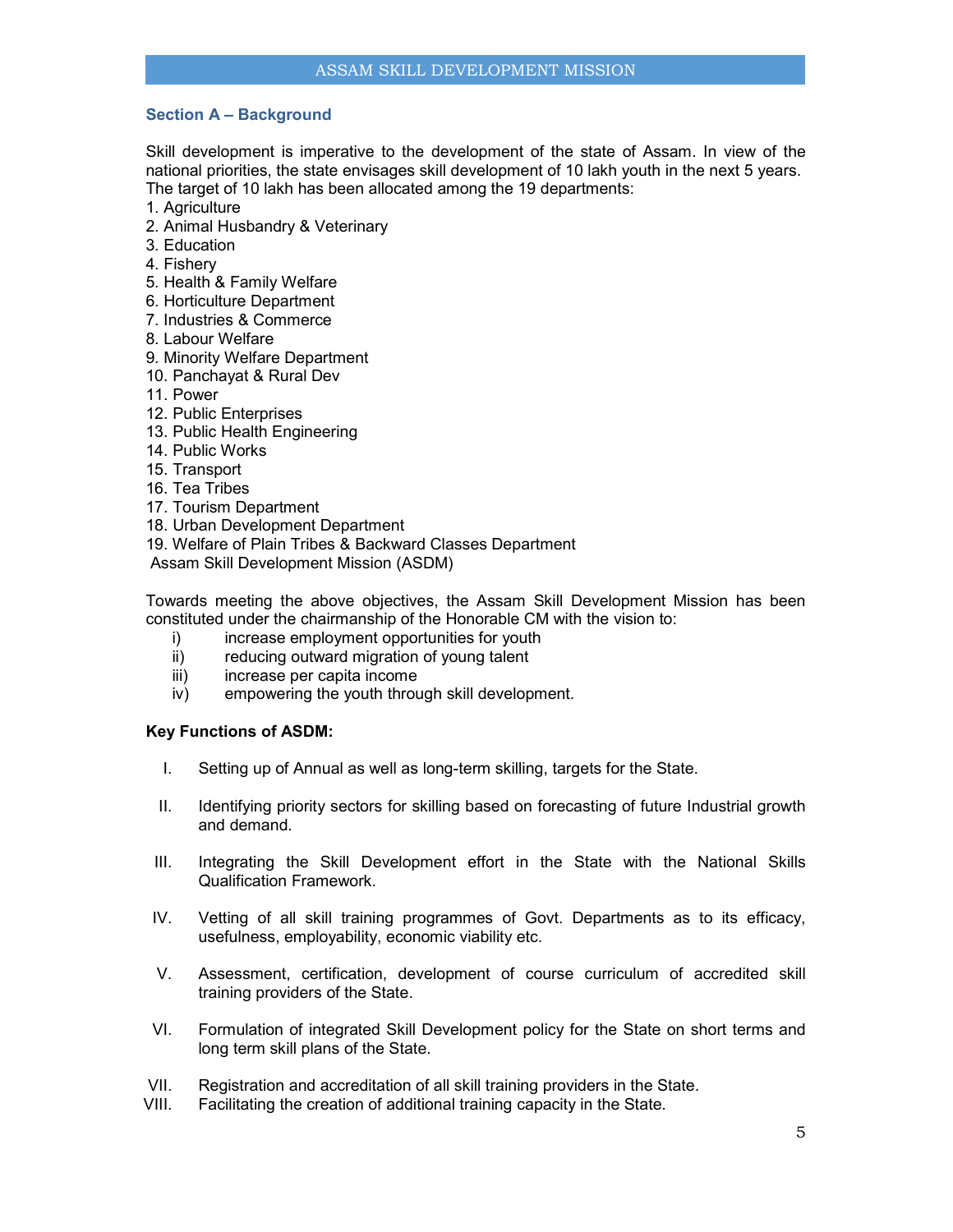## Section A – Background

Skill development is imperative to the development of the state of Assam. In view of the national priorities, the state envisages skill development of 10 lakh youth in the next 5 years. The target of 10 lakh has been allocated among the 19 departments:

1. Agriculture
2. Animal Husbandry & Veterinary
3. Education
4. Fishery
5. Health & Family Welfare
6. Horticulture Department
7. Industries & Commerce
8. Labour Welfare
9. Minority Welfare Department
10. Panchayat & Rural Dev
11. Power
12. Public Enterprises
13. Public Health Engineering
14. Public Works
15. Transport
16. Tea Tribes
17. Tourism Department
18. Urban Development Department
19. Welfare of Plain Tribes & Backward Classes Department

Assam Skill Development Mission (ASDM)

Towards meeting the above objectives, the Assam Skill Development Mission has been constituted under the chairmanship of the Honorable CM with the vision to:

i) increase employment opportunities for youth
ii) reducing outward migration of young talent
iii) increase per capita income
iv) empowering the youth through skill development.

**Key Functions of ASDM:**

I. Setting up of Annual as well as long-term skilling, targets for the State.

II. Identifying priority sectors for skilling based on forecasting of future Industrial growth and demand.

III. Integrating the Skill Development effort in the State with the National Skills Qualification Framework.

IV. Vetting of all skill training programmes of Govt. Departments as to its efficacy, usefulness, employability, economic viability etc.

V. Assessment, certification, development of course curriculum of accredited skill training providers of the State.

VI. Formulation of integrated Skill Development policy for the State on short terms and long term skill plans of the State.

VII. Registration and accreditation of all skill training providers in the State.

VIII. Facilitating the creation of additional training capacity in the State.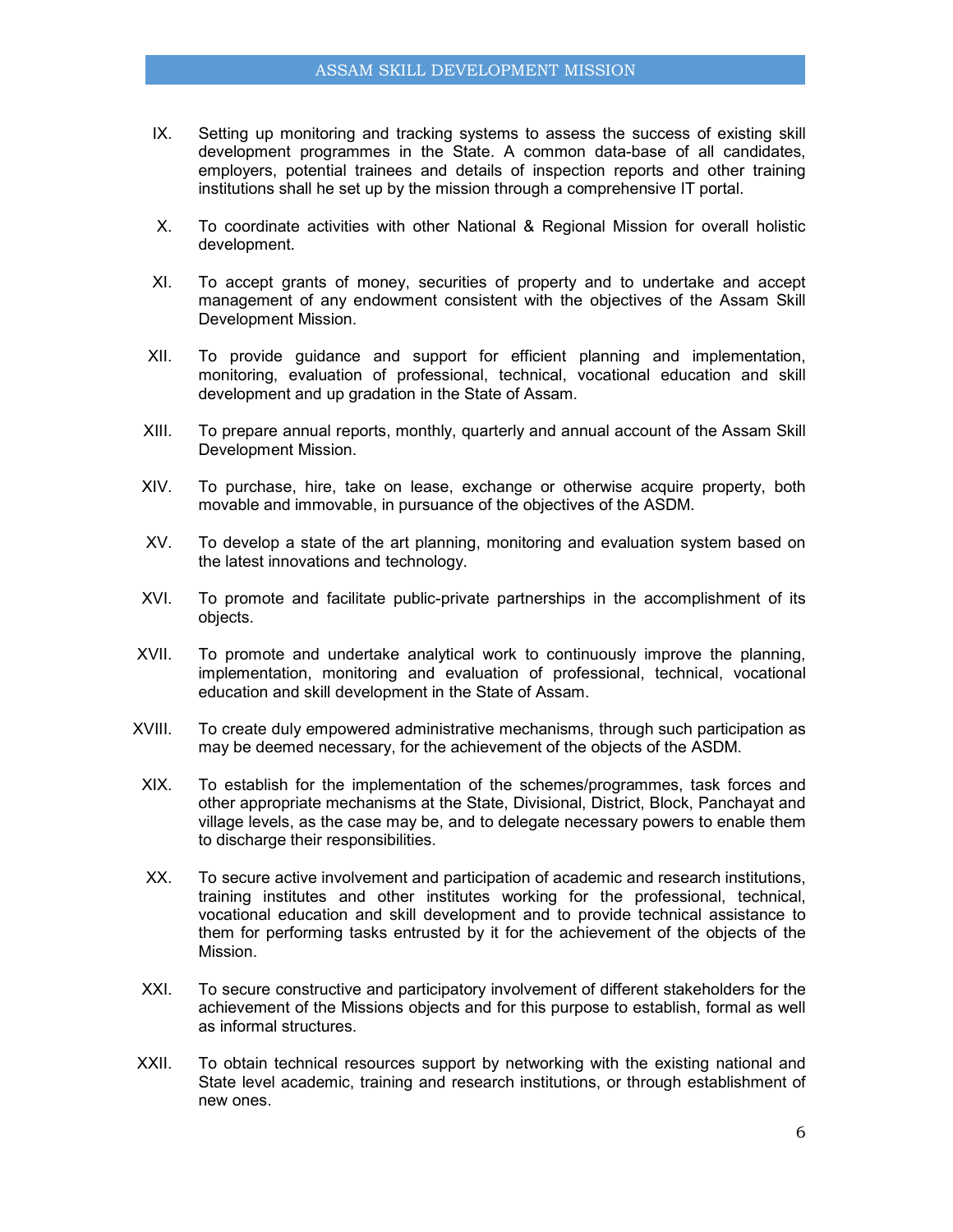IX. Setting up monitoring and tracking systems to assess the success of existing skill development programmes in the State. A common data-base of all candidates, employers, potential trainees and details of inspection reports and other training institutions shall he set up by the mission through a comprehensive IT portal.

X. To coordinate activities with other National & Regional Mission for overall holistic development.

XI. To accept grants of money, securities of property and to undertake and accept management of any endowment consistent with the objectives of the Assam Skill Development Mission.

XII. To provide guidance and support for efficient planning and implementation, monitoring, evaluation of professional, technical, vocational education and skill development and up gradation in the State of Assam.

XIII. To prepare annual reports, monthly, quarterly and annual account of the Assam Skill Development Mission.

XIV. To purchase, hire, take on lease, exchange or otherwise acquire property, both movable and immovable, in pursuance of the objectives of the ASDM.

XV. To develop a state of the art planning, monitoring and evaluation system based on the latest innovations and technology.

XVI. To promote and facilitate public-private partnerships in the accomplishment of its objects.

XVII. To promote and undertake analytical work to continuously improve the planning, implementation, monitoring and evaluation of professional, technical, vocational education and skill development in the State of Assam.

XVIII. To create duly empowered administrative mechanisms, through such participation as may be deemed necessary, for the achievement of the objects of the ASDM.

XIX. To establish for the implementation of the schemes/programmes, task forces and other appropriate mechanisms at the State, Divisional, District, Block, Panchayat and village levels, as the case may be, and to delegate necessary powers to enable them to discharge their responsibilities.

XX. To secure active involvement and participation of academic and research institutions, training institutes and other institutes working for the professional, technical, vocational education and skill development and to provide technical assistance to them for performing tasks entrusted by it for the achievement of the objects of the Mission.

XXI. To secure constructive and participatory involvement of different stakeholders for the achievement of the Missions objects and for this purpose to establish, formal as well as informal structures.

XXII. To obtain technical resources support by networking with the existing national and State level academic, training and research institutions, or through establishment of new ones.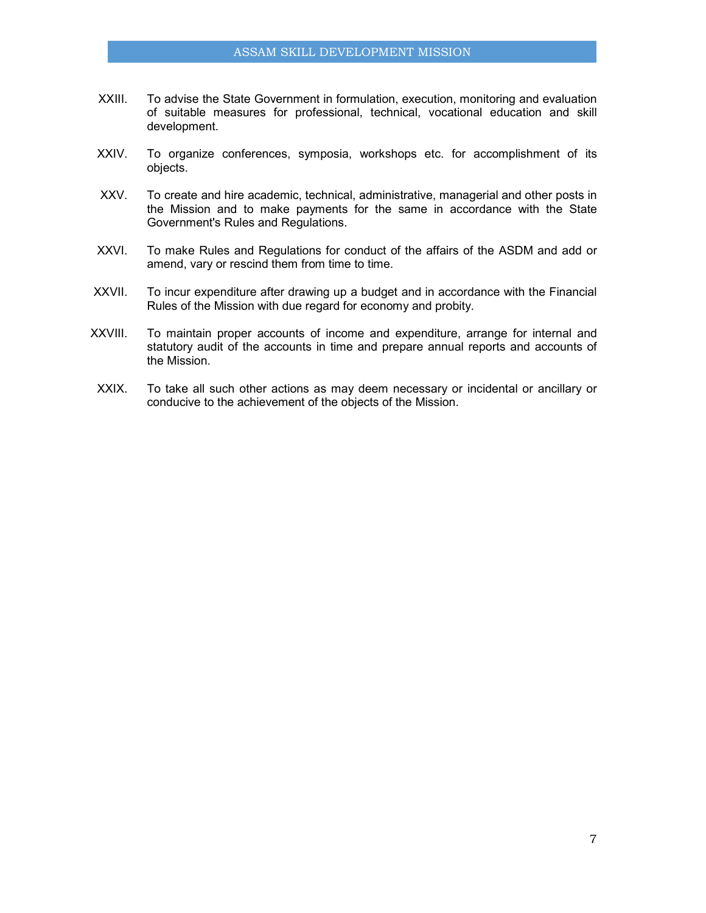XXIII. To advise the State Government in formulation, execution, monitoring and evaluation of suitable measures for professional, technical, vocational education and skill development.

XXIV. To organize conferences, symposia, workshops etc. for accomplishment of its objects.

XXV. To create and hire academic, technical, administrative, managerial and other posts in the Mission and to make payments for the same in accordance with the State Government's Rules and Regulations.

XXVI. To make Rules and Regulations for conduct of the affairs of the ASDM and add or amend, vary or rescind them from time to time.

XXVII. To incur expenditure after drawing up a budget and in accordance with the Financial Rules of the Mission with due regard for economy and probity.

XXVIII. To maintain proper accounts of income and expenditure, arrange for internal and statutory audit of the accounts in time and prepare annual reports and accounts of the Mission.

XXIX. To take all such other actions as may deem necessary or incidental or ancillary or conducive to the achievement of the objects of the Mission.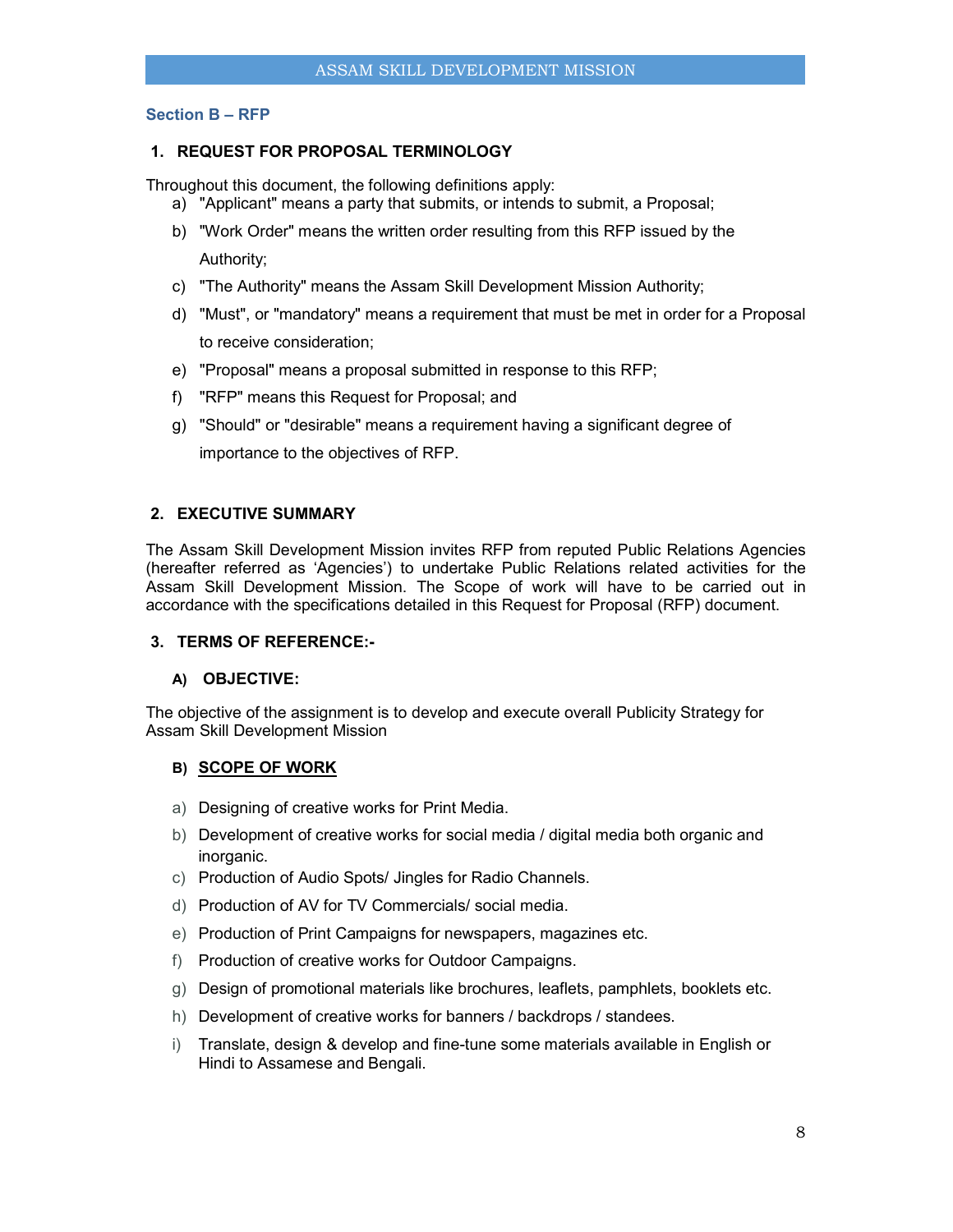## Section B – RFP

### 1. REQUEST FOR PROPOSAL TERMINOLOGY

Throughout this document, the following definitions apply:

a) "Applicant" means a party that submits, or intends to submit, a Proposal;

b) "Work Order" means the written order resulting from this RFP issued by the Authority;

c) "The Authority" means the Assam Skill Development Mission Authority;

d) "Must", or "mandatory" means a requirement that must be met in order for a Proposal to receive consideration;

e) "Proposal" means a proposal submitted in response to this RFP;

f) "RFP" means this Request for Proposal; and

g) "Should" or "desirable" means a requirement having a significant degree of importance to the objectives of RFP.

### 2. EXECUTIVE SUMMARY

The Assam Skill Development Mission invites RFP from reputed Public Relations Agencies (hereafter referred as 'Agencies') to undertake Public Relations related activities for the Assam Skill Development Mission. The Scope of work will have to be carried out in accordance with the specifications detailed in this Request for Proposal (RFP) document.

### 3. TERMS OF REFERENCE:-

#### A) OBJECTIVE:

The objective of the assignment is to develop and execute overall Publicity Strategy for Assam Skill Development Mission

#### B) <u>SCOPE OF WORK</u>

a) Designing of creative works for Print Media.

b) Development of creative works for social media / digital media both organic and inorganic.

c) Production of Audio Spots/ Jingles for Radio Channels.

d) Production of AV for TV Commercials/ social media.

e) Production of Print Campaigns for newspapers, magazines etc.

f) Production of creative works for Outdoor Campaigns.

g) Design of promotional materials like brochures, leaflets, pamphlets, booklets etc.

h) Development of creative works for banners / backdrops / standees.

i) Translate, design & develop and fine-tune some materials available in English or Hindi to Assamese and Bengali.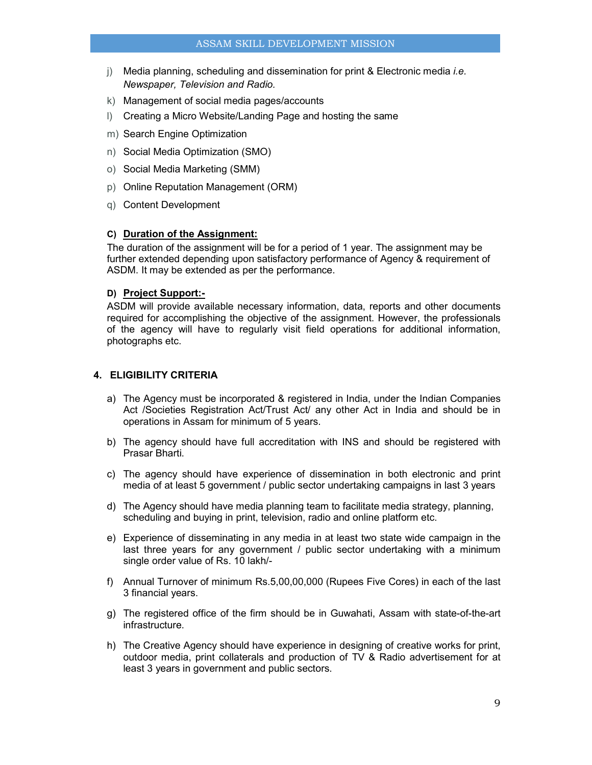j) Media planning, scheduling and dissemination for print & Electronic media *i.e. Newspaper, Television and Radio.*

k) Management of social media pages/accounts

l) Creating a Micro Website/Landing Page and hosting the same

m) Search Engine Optimization

n) Social Media Optimization (SMO)

o) Social Media Marketing (SMM)

p) Online Reputation Management (ORM)

q) Content Development

#### C) <u>Duration of the Assignment:</u>

The duration of the assignment will be for a period of 1 year. The assignment may be further extended depending upon satisfactory performance of Agency & requirement of ASDM. It may be extended as per the performance.

#### D) <u>Project Support:-</u>

ASDM will provide available necessary information, data, reports and other documents required for accomplishing the objective of the assignment. However, the professionals of the agency will have to regularly visit field operations for additional information, photographs etc.

## 4. ELIGIBILITY CRITERIA

a) The Agency must be incorporated & registered in India, under the Indian Companies Act /Societies Registration Act/Trust Act/ any other Act in India and should be in operations in Assam for minimum of 5 years.

b) The agency should have full accreditation with INS and should be registered with Prasar Bharti.

c) The agency should have experience of dissemination in both electronic and print media of at least 5 government / public sector undertaking campaigns in last 3 years

d) The Agency should have media planning team to facilitate media strategy, planning, scheduling and buying in print, television, radio and online platform etc.

e) Experience of disseminating in any media in at least two state wide campaign in the last three years for any government / public sector undertaking with a minimum single order value of Rs. 10 lakh/-

f) Annual Turnover of minimum Rs.5,00,00,000 (Rupees Five Cores) in each of the last 3 financial years.

g) The registered office of the firm should be in Guwahati, Assam with state-of-the-art infrastructure.

h) The Creative Agency should have experience in designing of creative works for print, outdoor media, print collaterals and production of TV & Radio advertisement for at least 3 years in government and public sectors.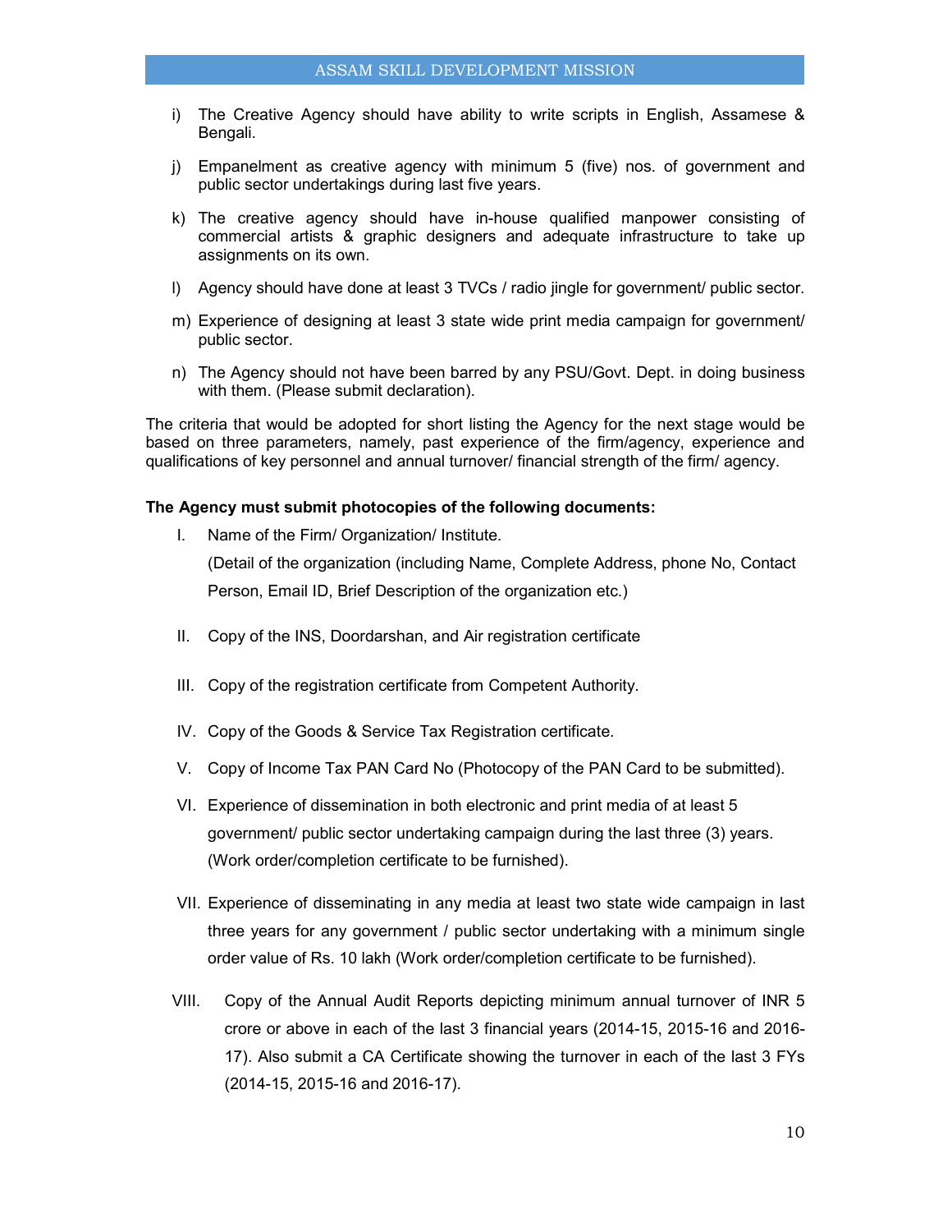i) The Creative Agency should have ability to write scripts in English, Assamese & Bengali.

j) Empanelment as creative agency with minimum 5 (five) nos. of government and public sector undertakings during last five years.

k) The creative agency should have in-house qualified manpower consisting of commercial artists & graphic designers and adequate infrastructure to take up assignments on its own.

l) Agency should have done at least 3 TVCs / radio jingle for government/ public sector.

m) Experience of designing at least 3 state wide print media campaign for government/ public sector.

n) The Agency should not have been barred by any PSU/Govt. Dept. in doing business with them. (Please submit declaration).

The criteria that would be adopted for short listing the Agency for the next stage would be based on three parameters, namely, past experience of the firm/agency, experience and qualifications of key personnel and annual turnover/ financial strength of the firm/ agency.

**The Agency must submit photocopies of the following documents:**

I. Name of the Firm/ Organization/ Institute.
   (Detail of the organization (including Name, Complete Address, phone No, Contact Person, Email ID, Brief Description of the organization etc.)

II. Copy of the INS, Doordarshan, and Air registration certificate

III. Copy of the registration certificate from Competent Authority.

IV. Copy of the Goods & Service Tax Registration certificate.

V. Copy of Income Tax PAN Card No (Photocopy of the PAN Card to be submitted).

VI. Experience of dissemination in both electronic and print media of at least 5 government/ public sector undertaking campaign during the last three (3) years. (Work order/completion certificate to be furnished).

VII. Experience of disseminating in any media at least two state wide campaign in last three years for any government / public sector undertaking with a minimum single order value of Rs. 10 lakh (Work order/completion certificate to be furnished).

VIII. Copy of the Annual Audit Reports depicting minimum annual turnover of INR 5 crore or above in each of the last 3 financial years (2014-15, 2015-16 and 2016-17). Also submit a CA Certificate showing the turnover in each of the last 3 FYs (2014-15, 2015-16 and 2016-17).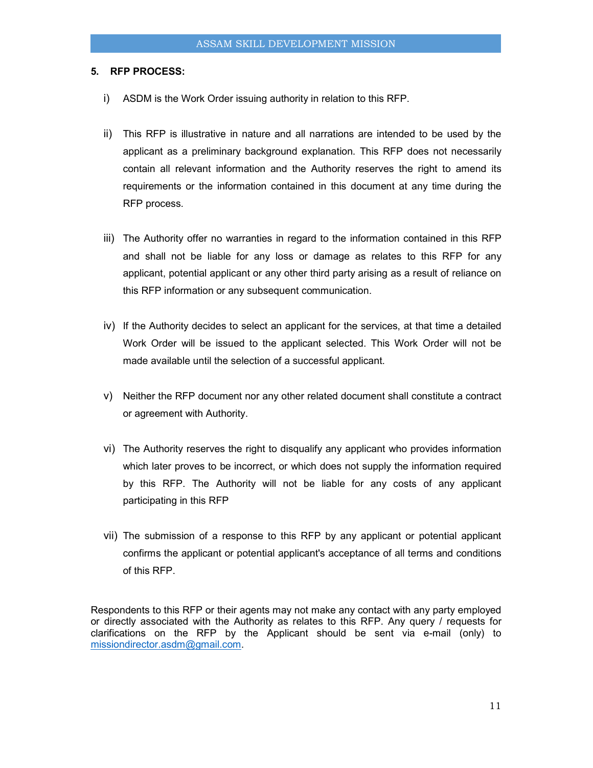## 5. RFP PROCESS:

i) ASDM is the Work Order issuing authority in relation to this RFP.

ii) This RFP is illustrative in nature and all narrations are intended to be used by the applicant as a preliminary background explanation. This RFP does not necessarily contain all relevant information and the Authority reserves the right to amend its requirements or the information contained in this document at any time during the RFP process.

iii) The Authority offer no warranties in regard to the information contained in this RFP and shall not be liable for any loss or damage as relates to this RFP for any applicant, potential applicant or any other third party arising as a result of reliance on this RFP information or any subsequent communication.

iv) If the Authority decides to select an applicant for the services, at that time a detailed Work Order will be issued to the applicant selected. This Work Order will not be made available until the selection of a successful applicant.

v) Neither the RFP document nor any other related document shall constitute a contract or agreement with Authority.

vi) The Authority reserves the right to disqualify any applicant who provides information which later proves to be incorrect, or which does not supply the information required by this RFP. The Authority will not be liable for any costs of any applicant participating in this RFP

vii) The submission of a response to this RFP by any applicant or potential applicant confirms the applicant or potential applicant's acceptance of all terms and conditions of this RFP.

Respondents to this RFP or their agents may not make any contact with any party employed or directly associated with the Authority as relates to this RFP. Any query / requests for clarifications on the RFP by the Applicant should be sent via e-mail (only) to missiondirector.asdm@gmail.com.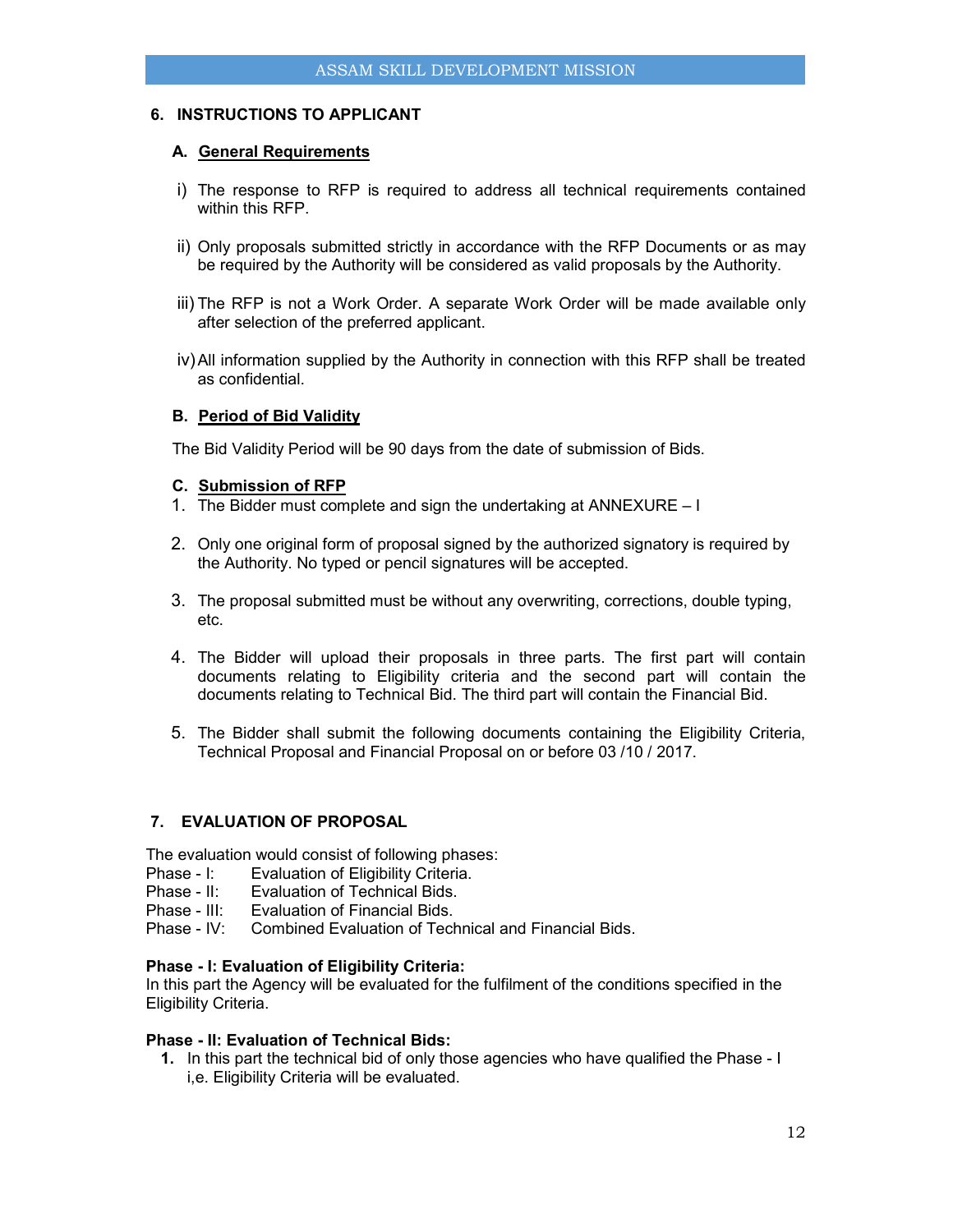## 6. INSTRUCTIONS TO APPLICANT

### A. General Requirements

i) The response to RFP is required to address all technical requirements contained within this RFP.

ii) Only proposals submitted strictly in accordance with the RFP Documents or as may be required by the Authority will be considered as valid proposals by the Authority.

iii) The RFP is not a Work Order. A separate Work Order will be made available only after selection of the preferred applicant.

iv) All information supplied by the Authority in connection with this RFP shall be treated as confidential.

### B. Period of Bid Validity

The Bid Validity Period will be 90 days from the date of submission of Bids.

### C. Submission of RFP

1. The Bidder must complete and sign the undertaking at ANNEXURE – I
2. Only one original form of proposal signed by the authorized signatory is required by the Authority. No typed or pencil signatures will be accepted.
3. The proposal submitted must be without any overwriting, corrections, double typing, etc.
4. The Bidder will upload their proposals in three parts. The first part will contain documents relating to Eligibility criteria and the second part will contain the documents relating to Technical Bid. The third part will contain the Financial Bid.
5. The Bidder shall submit the following documents containing the Eligibility Criteria, Technical Proposal and Financial Proposal on or before 03 /10 / 2017.

## 7. EVALUATION OF PROPOSAL

The evaluation would consist of following phases:

Phase - I: Evaluation of Eligibility Criteria.
Phase - II: Evaluation of Technical Bids.
Phase - III: Evaluation of Financial Bids.
Phase - IV: Combined Evaluation of Technical and Financial Bids.

**Phase - I: Evaluation of Eligibility Criteria:**
In this part the Agency will be evaluated for the fulfilment of the conditions specified in the Eligibility Criteria.

**Phase - II: Evaluation of Technical Bids:**

1. In this part the technical bid of only those agencies who have qualified the Phase - I i,e. Eligibility Criteria will be evaluated.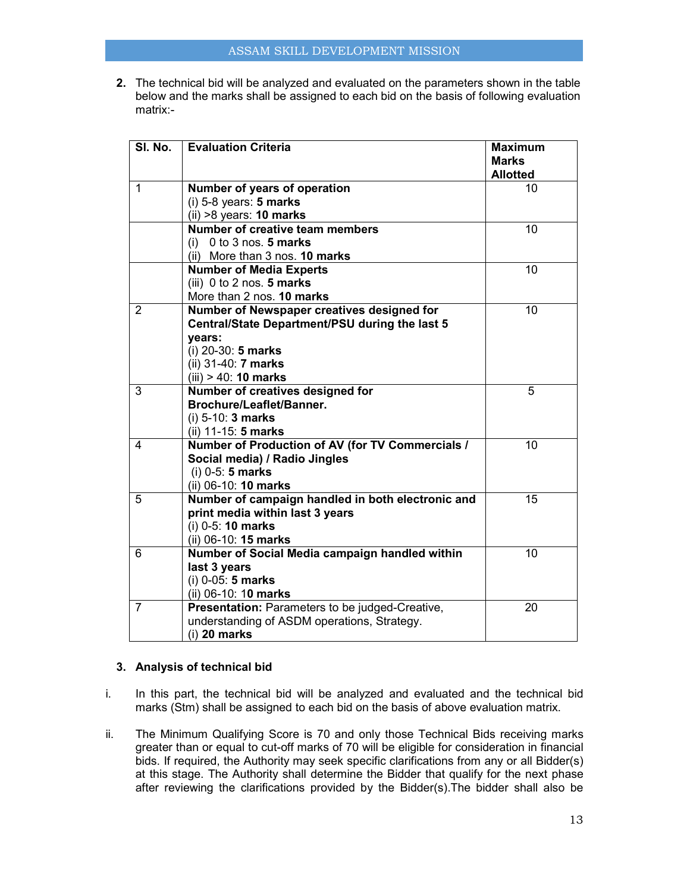2. The technical bid will be analyzed and evaluated on the parameters shown in the table below and the marks shall be assigned to each bid on the basis of following evaluation matrix:-

| Sl. No. | Evaluation Criteria | Maximum Marks Allotted |
|---|---|---|
| 1 | **Number of years of operation**<br>(i) 5-8 years: **5 marks**<br>(ii) >8 years: **10 marks** | 10 |
| | **Number of creative team members**<br>(i) 0 to 3 nos. **5 marks**<br>(ii) More than 3 nos. **10 marks** | 10 |
| | **Number of Media Experts**<br>(iii) 0 to 2 nos. **5 marks**<br>More than 2 nos. **10 marks** | 10 |
| 2 | **Number of Newspaper creatives designed for Central/State Department/PSU during the last 5 years:**<br>(i) 20-30: **5 marks**<br>(ii) 31-40: **7 marks**<br>(iii) > 40: **10 marks** | 10 |
| 3 | **Number of creatives designed for Brochure/Leaflet/Banner.**<br>(i) 5-10: **3 marks**<br>(ii) 11-15: **5 marks** | 5 |
| 4 | **Number of Production of AV (for TV Commercials / Social media) / Radio Jingles**<br>(i) 0-5: **5 marks**<br>(ii) 06-10: **10 marks** | 10 |
| 5 | **Number of campaign handled in both electronic and print media within last 3 years**<br>(i) 0-5: **10 marks**<br>(ii) 06-10: **15 marks** | 15 |
| 6 | **Number of Social Media campaign handled within last 3 years**<br>(i) 0-05: **5 marks**<br>(ii) 06-10: **10 marks** | 10 |
| 7 | **Presentation:** Parameters to be judged-Creative, understanding of ASDM operations, Strategy.<br>(i) **20 marks** | 20 |

3. **Analysis of technical bid**

i. In this part, the technical bid will be analyzed and evaluated and the technical bid marks (Stm) shall be assigned to each bid on the basis of above evaluation matrix.

ii. The Minimum Qualifying Score is 70 and only those Technical Bids receiving marks greater than or equal to cut-off marks of 70 will be eligible for consideration in financial bids. If required, the Authority may seek specific clarifications from any or all Bidder(s) at this stage. The Authority shall determine the Bidder that qualify for the next phase after reviewing the clarifications provided by the Bidder(s).The bidder shall also be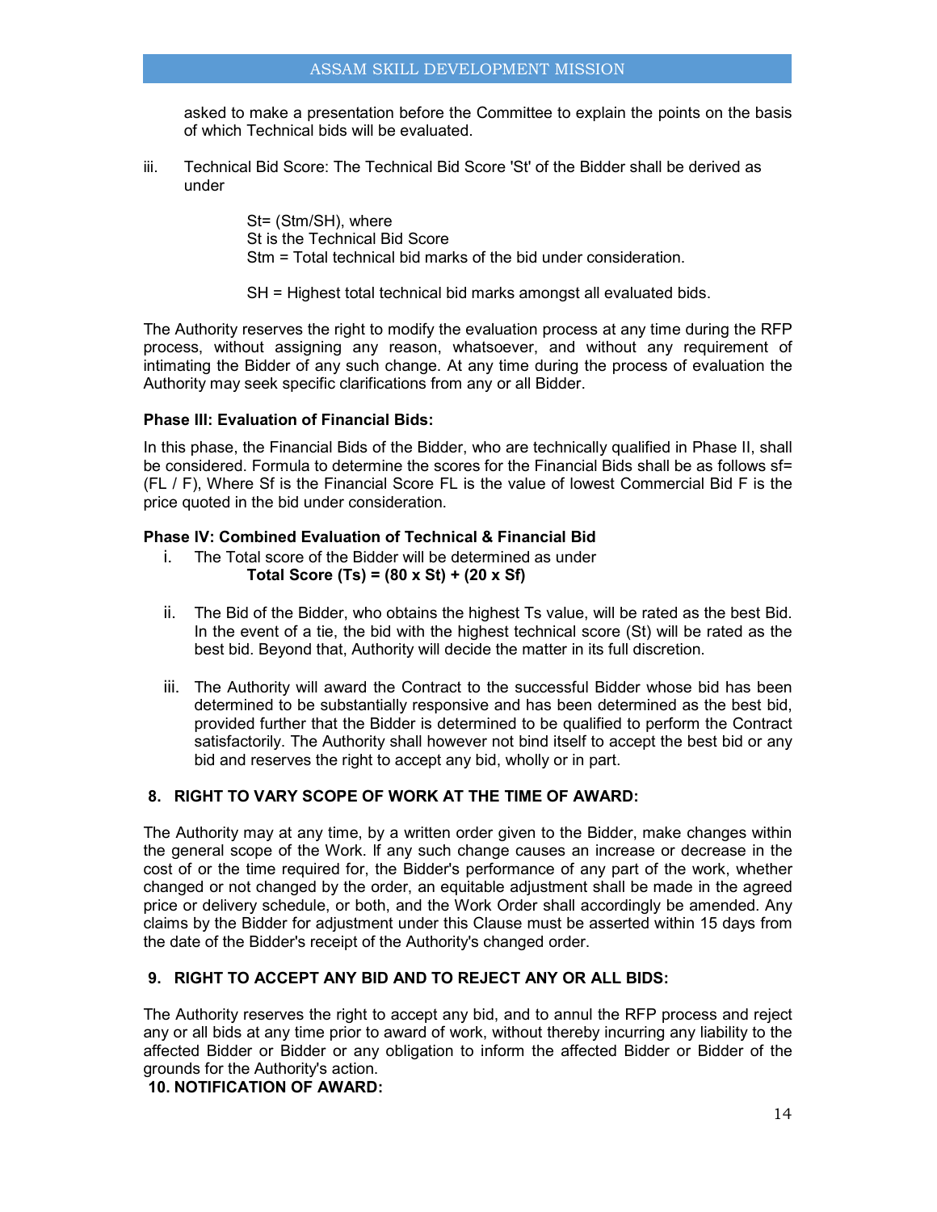asked to make a presentation before the Committee to explain the points on the basis of which Technical bids will be evaluated.

iii. Technical Bid Score: The Technical Bid Score 'St' of the Bidder shall be derived as under

$St = (Stm/SH)$, where
St is the Technical Bid Score
Stm = Total technical bid marks of the bid under consideration.

SH = Highest total technical bid marks amongst all evaluated bids.

The Authority reserves the right to modify the evaluation process at any time during the RFP process, without assigning any reason, whatsoever, and without any requirement of intimating the Bidder of any such change. At any time during the process of evaluation the Authority may seek specific clarifications from any or all Bidder.

**Phase III: Evaluation of Financial Bids:**

In this phase, the Financial Bids of the Bidder, who are technically qualified in Phase II, shall be considered. Formula to determine the scores for the Financial Bids shall be as follows $sf = (FL / F)$, Where Sf is the Financial Score FL is the value of lowest Commercial Bid F is the price quoted in the bid under consideration.

**Phase IV: Combined Evaluation of Technical & Financial Bid**

i. The Total score of the Bidder will be determined as under
   **Total Score (Ts) = (80 x St) + (20 x Sf)**

ii. The Bid of the Bidder, who obtains the highest Ts value, will be rated as the best Bid. In the event of a tie, the bid with the highest technical score (St) will be rated as the best bid. Beyond that, Authority will decide the matter in its full discretion.

iii. The Authority will award the Contract to the successful Bidder whose bid has been determined to be substantially responsive and has been determined as the best bid, provided further that the Bidder is determined to be qualified to perform the Contract satisfactorily. The Authority shall however not bind itself to accept the best bid or any bid and reserves the right to accept any bid, wholly or in part.

## 8. RIGHT TO VARY SCOPE OF WORK AT THE TIME OF AWARD:

The Authority may at any time, by a written order given to the Bidder, make changes within the general scope of the Work. If any such change causes an increase or decrease in the cost of or the time required for, the Bidder's performance of any part of the work, whether changed or not changed by the order, an equitable adjustment shall be made in the agreed price or delivery schedule, or both, and the Work Order shall accordingly be amended. Any claims by the Bidder for adjustment under this Clause must be asserted within 15 days from the date of the Bidder's receipt of the Authority's changed order.

## 9. RIGHT TO ACCEPT ANY BID AND TO REJECT ANY OR ALL BIDS:

The Authority reserves the right to accept any bid, and to annul the RFP process and reject any or all bids at any time prior to award of work, without thereby incurring any liability to the affected Bidder or Bidder or any obligation to inform the affected Bidder or Bidder of the grounds for the Authority's action.

## 10. NOTIFICATION OF AWARD: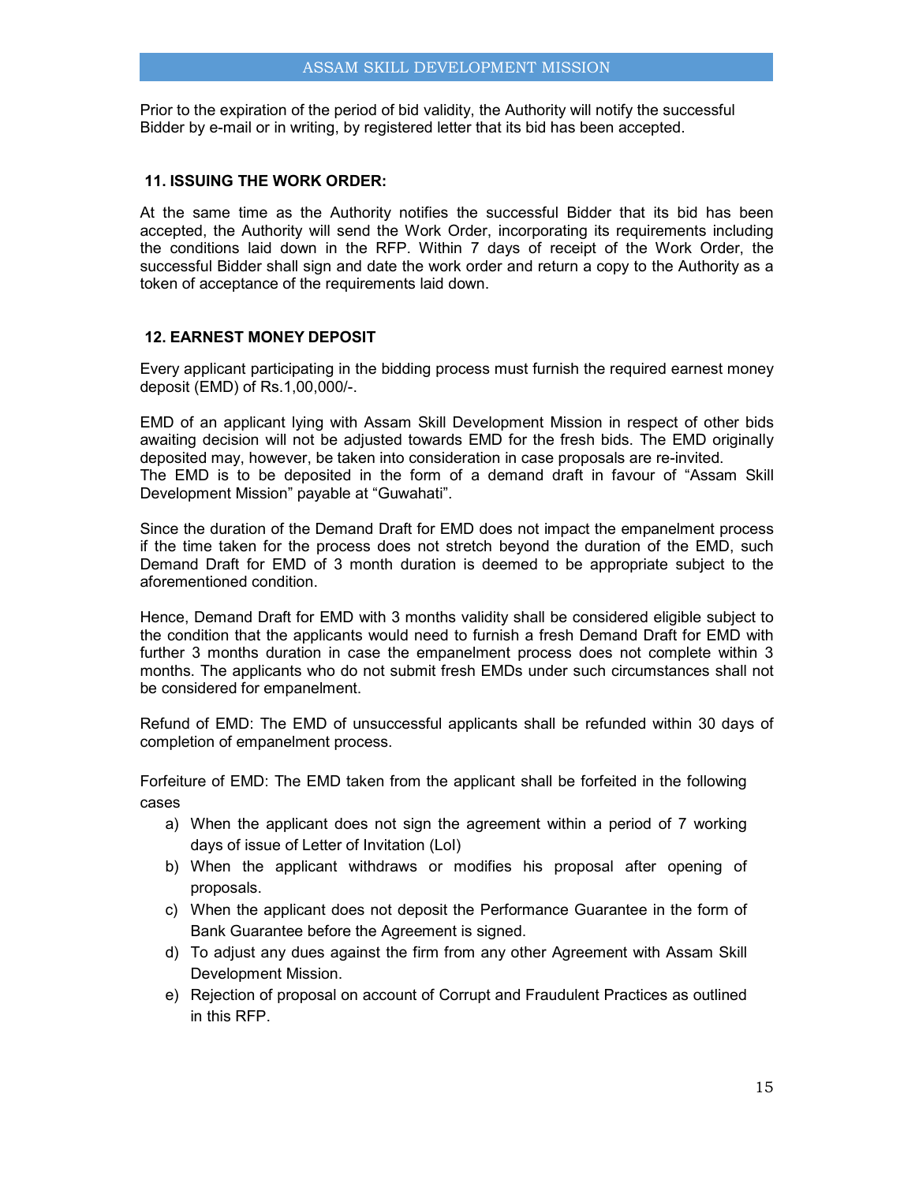Prior to the expiration of the period of bid validity, the Authority will notify the successful Bidder by e-mail or in writing, by registered letter that its bid has been accepted.

### 11. ISSUING THE WORK ORDER:

At the same time as the Authority notifies the successful Bidder that its bid has been accepted, the Authority will send the Work Order, incorporating its requirements including the conditions laid down in the RFP. Within 7 days of receipt of the Work Order, the successful Bidder shall sign and date the work order and return a copy to the Authority as a token of acceptance of the requirements laid down.

### 12. EARNEST MONEY DEPOSIT

Every applicant participating in the bidding process must furnish the required earnest money deposit (EMD) of Rs.1,00,000/-.

EMD of an applicant lying with Assam Skill Development Mission in respect of other bids awaiting decision will not be adjusted towards EMD for the fresh bids. The EMD originally deposited may, however, be taken into consideration in case proposals are re-invited.
The EMD is to be deposited in the form of a demand draft in favour of "Assam Skill Development Mission" payable at "Guwahati".

Since the duration of the Demand Draft for EMD does not impact the empanelment process if the time taken for the process does not stretch beyond the duration of the EMD, such Demand Draft for EMD of 3 month duration is deemed to be appropriate subject to the aforementioned condition.

Hence, Demand Draft for EMD with 3 months validity shall be considered eligible subject to the condition that the applicants would need to furnish a fresh Demand Draft for EMD with further 3 months duration in case the empanelment process does not complete within 3 months. The applicants who do not submit fresh EMDs under such circumstances shall not be considered for empanelment.

Refund of EMD: The EMD of unsuccessful applicants shall be refunded within 30 days of completion of empanelment process.

Forfeiture of EMD: The EMD taken from the applicant shall be forfeited in the following cases

a) When the applicant does not sign the agreement within a period of 7 working days of issue of Letter of Invitation (LoI)
b) When the applicant withdraws or modifies his proposal after opening of proposals.
c) When the applicant does not deposit the Performance Guarantee in the form of Bank Guarantee before the Agreement is signed.
d) To adjust any dues against the firm from any other Agreement with Assam Skill Development Mission.
e) Rejection of proposal on account of Corrupt and Fraudulent Practices as outlined in this RFP.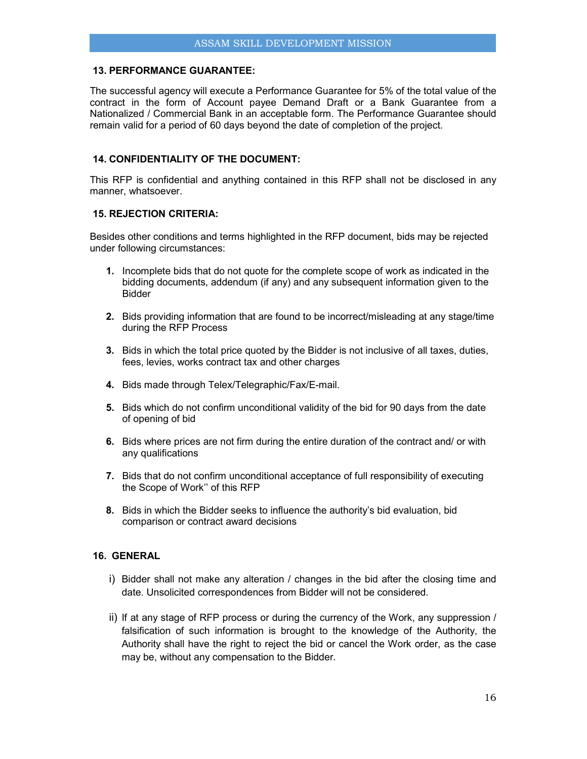## 13. PERFORMANCE GUARANTEE:

The successful agency will execute a Performance Guarantee for 5% of the total value of the contract in the form of Account payee Demand Draft or a Bank Guarantee from a Nationalized / Commercial Bank in an acceptable form. The Performance Guarantee should remain valid for a period of 60 days beyond the date of completion of the project.

## 14. CONFIDENTIALITY OF THE DOCUMENT:

This RFP is confidential and anything contained in this RFP shall not be disclosed in any manner, whatsoever.

## 15. REJECTION CRITERIA:

Besides other conditions and terms highlighted in the RFP document, bids may be rejected under following circumstances:

1. Incomplete bids that do not quote for the complete scope of work as indicated in the bidding documents, addendum (if any) and any subsequent information given to the Bidder
2. Bids providing information that are found to be incorrect/misleading at any stage/time during the RFP Process
3. Bids in which the total price quoted by the Bidder is not inclusive of all taxes, duties, fees, levies, works contract tax and other charges
4. Bids made through Telex/Telegraphic/Fax/E-mail.
5. Bids which do not confirm unconditional validity of the bid for 90 days from the date of opening of bid
6. Bids where prices are not firm during the entire duration of the contract and/ or with any qualifications
7. Bids that do not confirm unconditional acceptance of full responsibility of executing the Scope of Work'' of this RFP
8. Bids in which the Bidder seeks to influence the authority's bid evaluation, bid comparison or contract award decisions

## 16. GENERAL

i) Bidder shall not make any alteration / changes in the bid after the closing time and date. Unsolicited correspondences from Bidder will not be considered.

ii) If at any stage of RFP process or during the currency of the Work, any suppression / falsification of such information is brought to the knowledge of the Authority, the Authority shall have the right to reject the bid or cancel the Work order, as the case may be, without any compensation to the Bidder.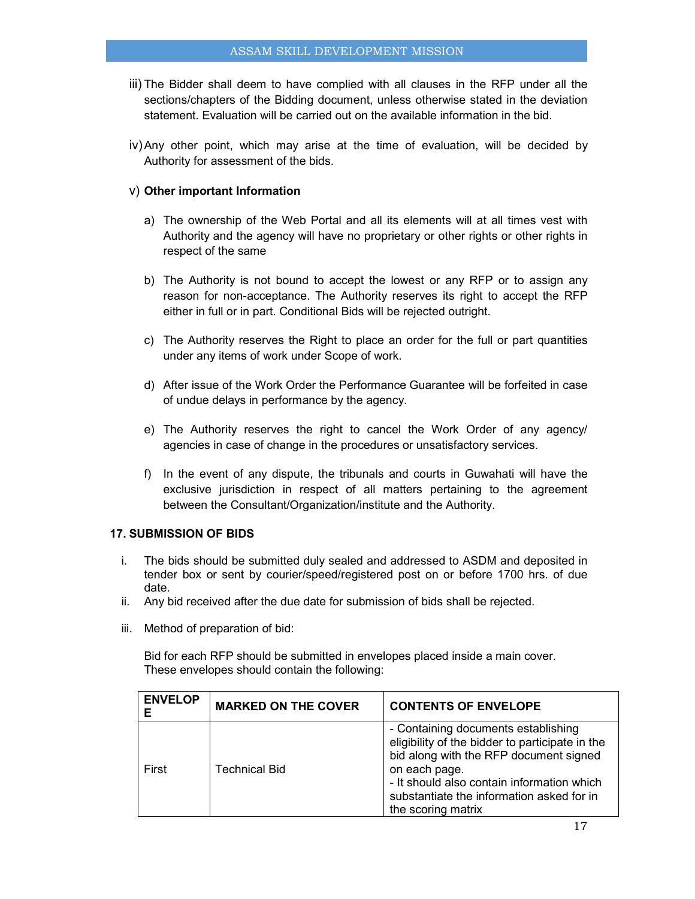iii) The Bidder shall deem to have complied with all clauses in the RFP under all the sections/chapters of the Bidding document, unless otherwise stated in the deviation statement. Evaluation will be carried out on the available information in the bid.

iv) Any other point, which may arise at the time of evaluation, will be decided by Authority for assessment of the bids.

v) **Other important Information**

a) The ownership of the Web Portal and all its elements will at all times vest with Authority and the agency will have no proprietary or other rights or other rights in respect of the same

b) The Authority is not bound to accept the lowest or any RFP or to assign any reason for non-acceptance. The Authority reserves its right to accept the RFP either in full or in part. Conditional Bids will be rejected outright.

c) The Authority reserves the Right to place an order for the full or part quantities under any items of work under Scope of work.

d) After issue of the Work Order the Performance Guarantee will be forfeited in case of undue delays in performance by the agency.

e) The Authority reserves the right to cancel the Work Order of any agency/ agencies in case of change in the procedures or unsatisfactory services.

f) In the event of any dispute, the tribunals and courts in Guwahati will have the exclusive jurisdiction in respect of all matters pertaining to the agreement between the Consultant/Organization/institute and the Authority.

## 17. SUBMISSION OF BIDS

i. The bids should be submitted duly sealed and addressed to ASDM and deposited in tender box or sent by courier/speed/registered post on or before 1700 hrs. of due date.

ii. Any bid received after the due date for submission of bids shall be rejected.

iii. Method of preparation of bid:

Bid for each RFP should be submitted in envelopes placed inside a main cover. These envelopes should contain the following:

| ENVELOPE | MARKED ON THE COVER | CONTENTS OF ENVELOPE |
|---|---|---|
| First | Technical Bid | - Containing documents establishing eligibility of the bidder to participate in the bid along with the RFP document signed on each page.<br>- It should also contain information which substantiate the information asked for in the scoring matrix |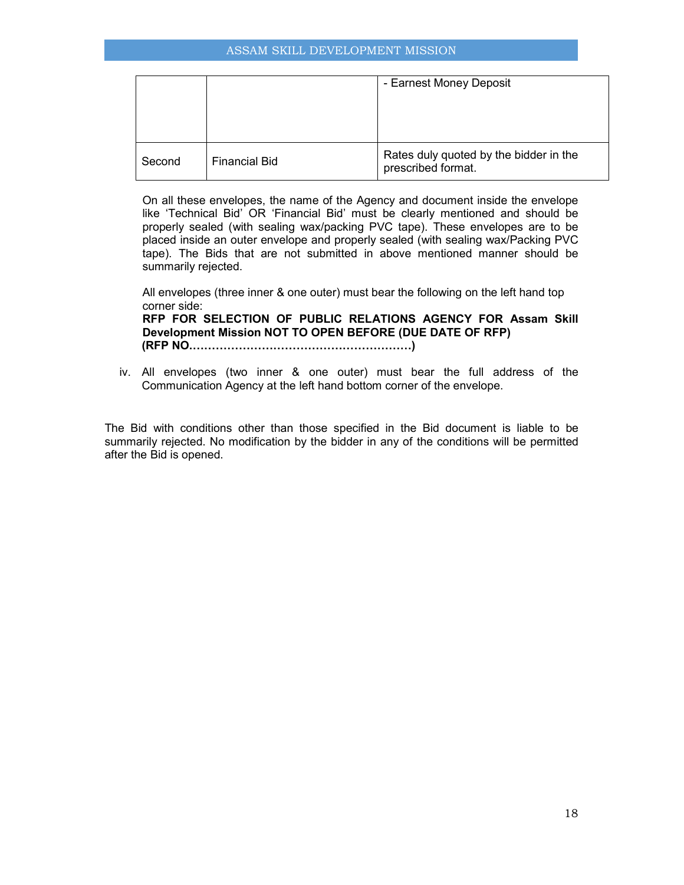| | | |
|---|---|---|
| | | - Earnest Money Deposit |
| Second | Financial Bid | Rates duly quoted by the bidder in the prescribed format. |

On all these envelopes, the name of the Agency and document inside the envelope like 'Technical Bid' OR 'Financial Bid' must be clearly mentioned and should be properly sealed (with sealing wax/packing PVC tape). These envelopes are to be placed inside an outer envelope and properly sealed (with sealing wax/Packing PVC tape). The Bids that are not submitted in above mentioned manner should be summarily rejected.

All envelopes (three inner & one outer) must bear the following on the left hand top corner side:
**RFP FOR SELECTION OF PUBLIC RELATIONS AGENCY FOR Assam Skill Development Mission NOT TO OPEN BEFORE (DUE DATE OF RFP) (RFP NO…………………………………………………)**

iv. All envelopes (two inner & one outer) must bear the full address of the Communication Agency at the left hand bottom corner of the envelope.

The Bid with conditions other than those specified in the Bid document is liable to be summarily rejected. No modification by the bidder in any of the conditions will be permitted after the Bid is opened.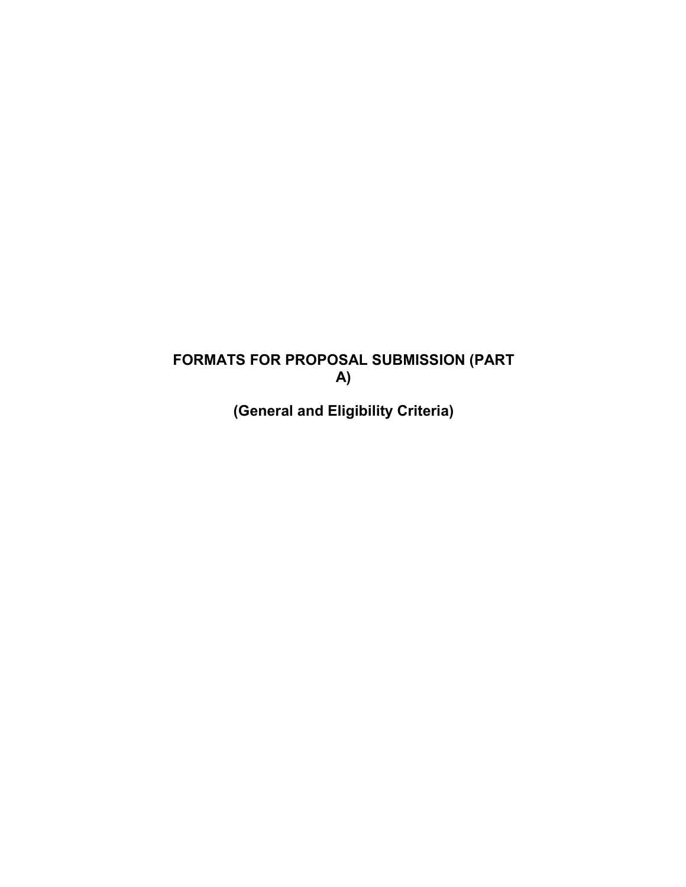# FORMATS FOR PROPOSAL SUBMISSION (PART A)

## (General and Eligibility Criteria)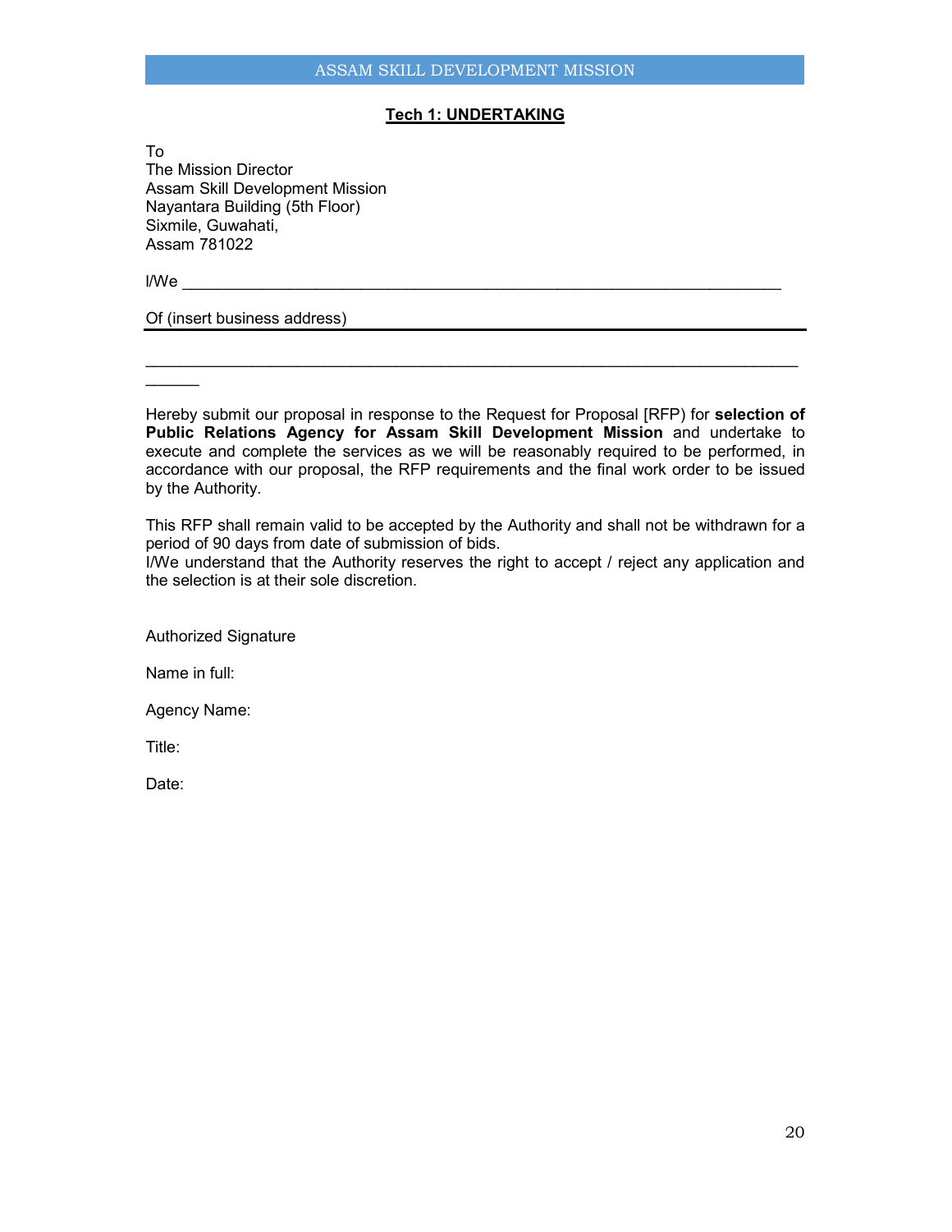**Tech 1: UNDERTAKING**

To
The Mission Director
Assam Skill Development Mission
Nayantara Building (5th Floor)
Sixmile, Guwahati,
Assam 781022

I/We ___________________________________________________________________

Of (insert business address)

_________________________________________________________________________
______

Hereby submit our proposal in response to the Request for Proposal [RFP] for **selection of Public Relations Agency for Assam Skill Development Mission** and undertake to execute and complete the services as we will be reasonably required to be performed, in accordance with our proposal, the RFP requirements and the final work order to be issued by the Authority.

This RFP shall remain valid to be accepted by the Authority and shall not be withdrawn for a period of 90 days from date of submission of bids.
I/We understand that the Authority reserves the right to accept / reject any application and the selection is at their sole discretion.

Authorized Signature

Name in full:

Agency Name:

Title:

Date: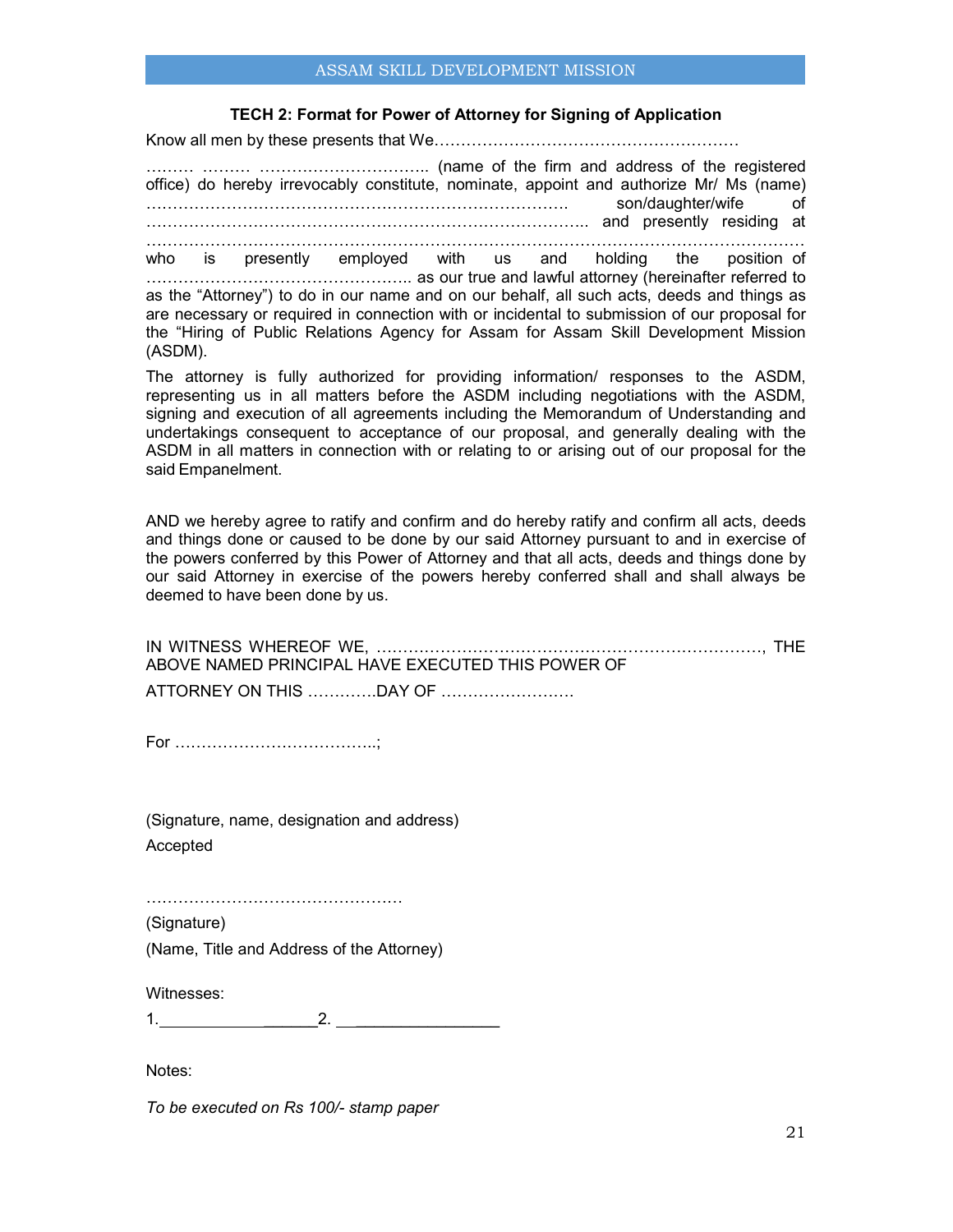### TECH 2: Format for Power of Attorney for Signing of Application

Know all men by these presents that We…………………………………………………

……… ……… ………………………….. (name of the firm and address of the registered office) do hereby irrevocably constitute, nominate, appoint and authorize Mr/ Ms (name) ……………………………………………………………………. son/daughter/wife of …………………………………………………………………….. and presently residing at ………………………………………………………………………………………………………… who is presently employed with us and holding the position of ………………………………………….. as our true and lawful attorney (hereinafter referred to as the "Attorney") to do in our name and on our behalf, all such acts, deeds and things as are necessary or required in connection with or incidental to submission of our proposal for the "Hiring of Public Relations Agency for Assam for Assam Skill Development Mission (ASDM).

The attorney is fully authorized for providing information/ responses to the ASDM, representing us in all matters before the ASDM including negotiations with the ASDM, signing and execution of all agreements including the Memorandum of Understanding and undertakings consequent to acceptance of our proposal, and generally dealing with the ASDM in all matters in connection with or relating to or arising out of our proposal for the said Empanelment.

AND we hereby agree to ratify and confirm and do hereby ratify and confirm all acts, deeds and things done or caused to be done by our said Attorney pursuant to and in exercise of the powers conferred by this Power of Attorney and that all acts, deeds and things done by our said Attorney in exercise of the powers hereby conferred shall and shall always be deemed to have been done by us.

IN WITNESS WHEREOF WE, ……………………………………………………………………, THE ABOVE NAMED PRINCIPAL HAVE EXECUTED THIS POWER OF

ATTORNEY ON THIS …………DAY OF …………………….

For ………………………………..;

(Signature, name, designation and address)

Accepted

…………………………………………

(Signature)

(Name, Title and Address of the Attorney)

Witnesses:

1.______________________2. ___________________

Notes:

*To be executed on Rs 100/- stamp paper*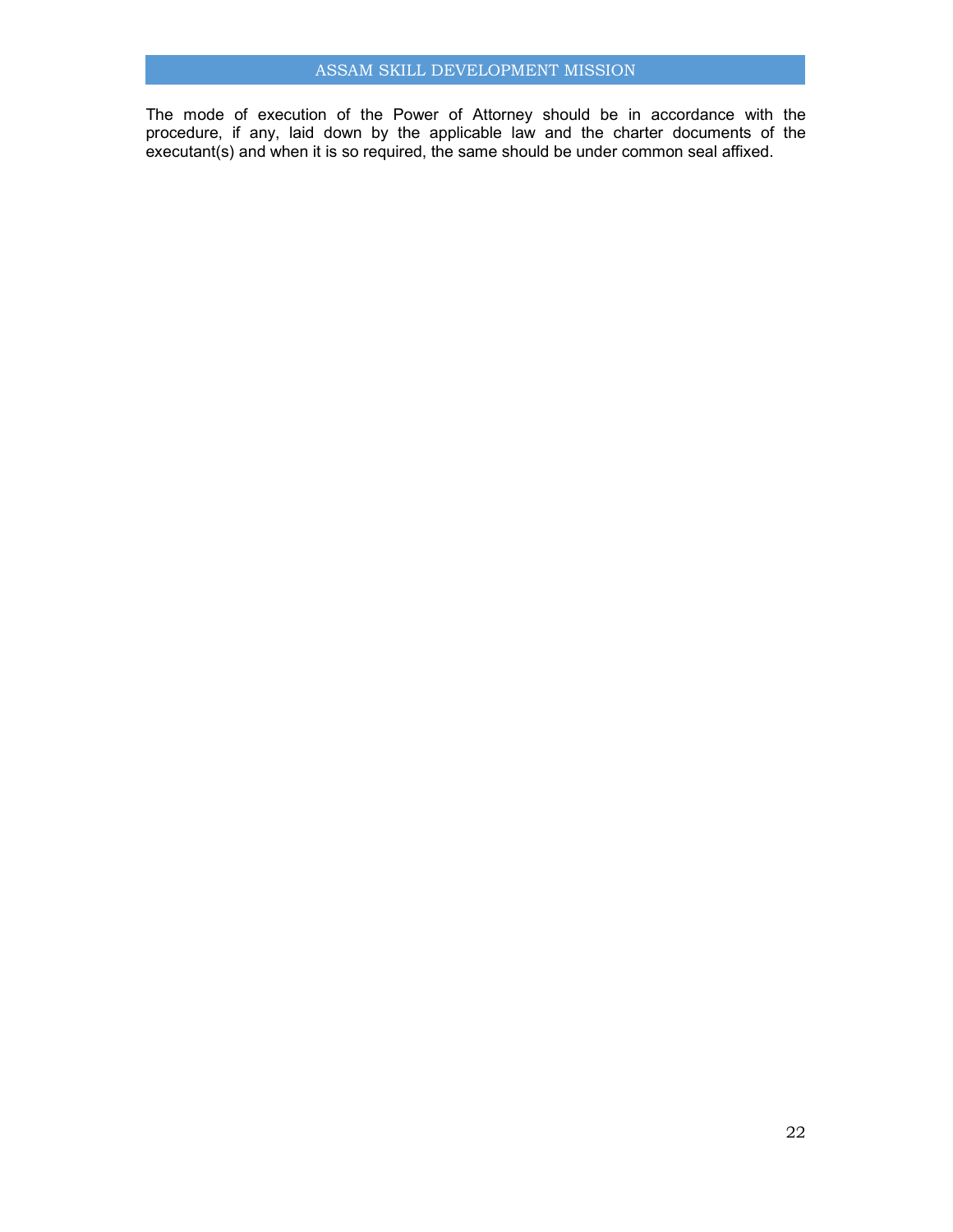The mode of execution of the Power of Attorney should be in accordance with the procedure, if any, laid down by the applicable law and the charter documents of the executant(s) and when it is so required, the same should be under common seal affixed.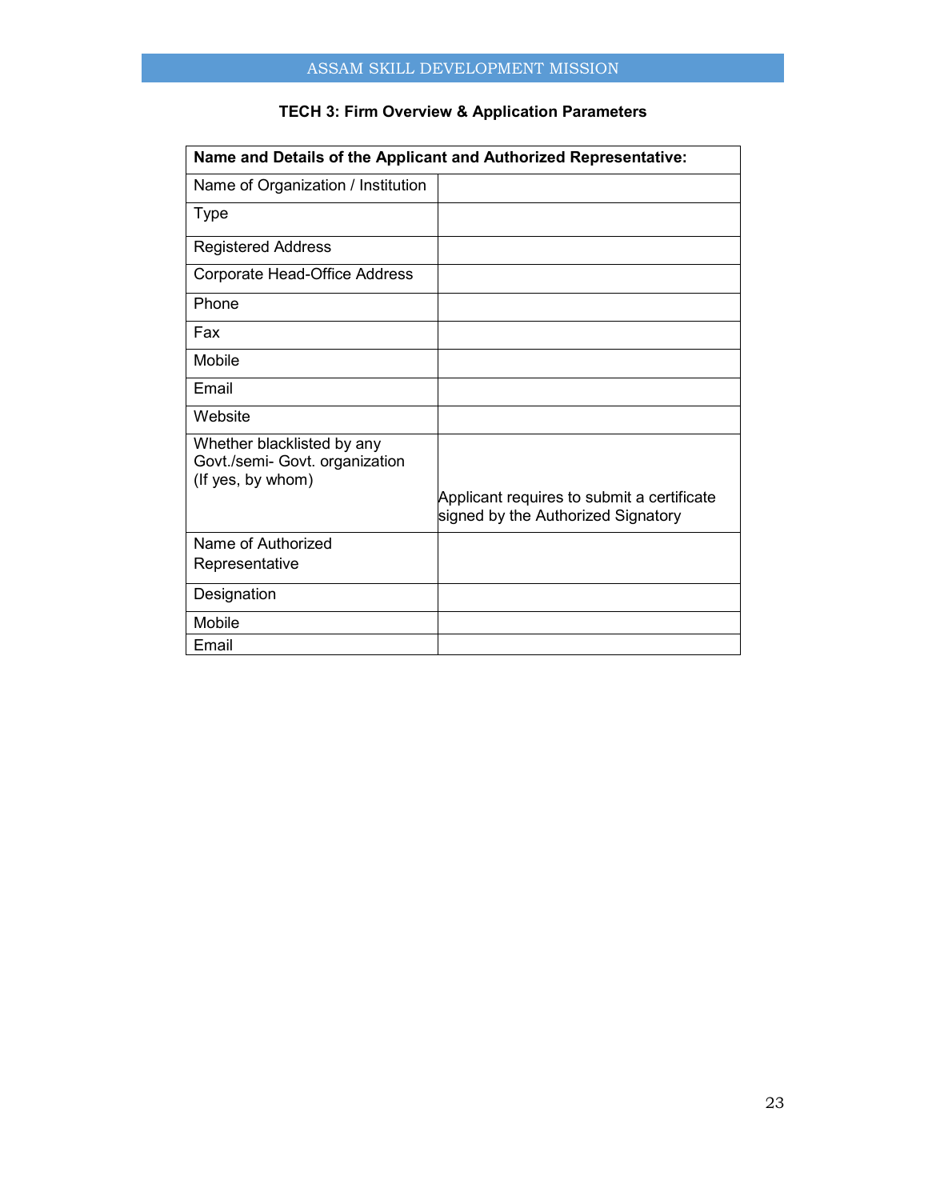### TECH 3: Firm Overview & Application Parameters

| Name and Details of the Applicant and Authorized Representative: | |
|---|---|
| Name of Organization / Institution | |
| Type | |
| Registered Address | |
| Corporate Head-Office Address | |
| Phone | |
| Fax | |
| Mobile | |
| Email | |
| Website | |
| Whether blacklisted by any Govt./semi- Govt. organization (If yes, by whom) | Applicant requires to submit a certificate signed by the Authorized Signatory |
| Name of Authorized Representative | |
| Designation | |
| Mobile | |
| Email | |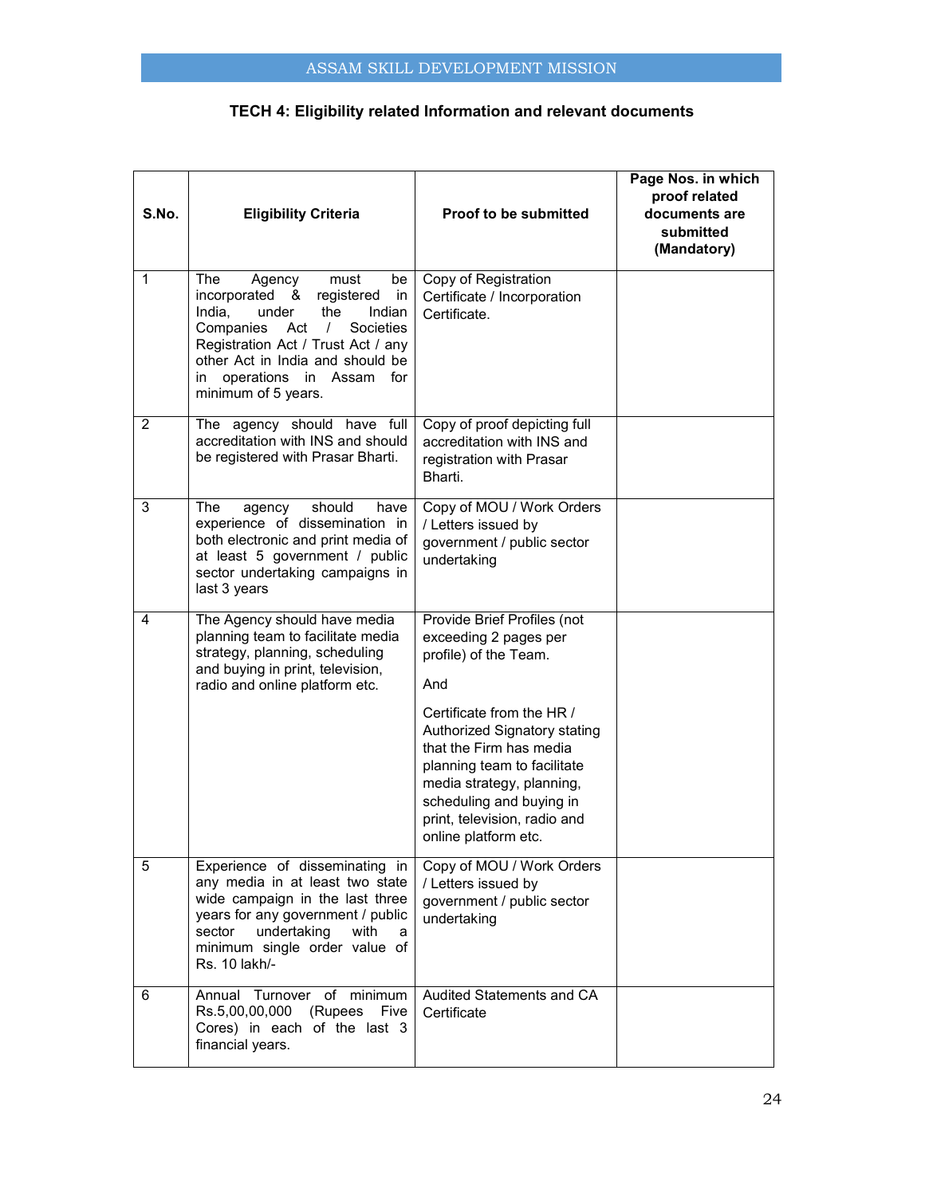## TECH 4: Eligibility related Information and relevant documents

| S.No. | Eligibility Criteria | Proof to be submitted | Page Nos. in which proof related documents are submitted (Mandatory) |
|---|---|---|---|
| 1 | The Agency must be incorporated & registered in India, under the Indian Companies Act / Societies Registration Act / Trust Act / any other Act in India and should be in operations in Assam for minimum of 5 years. | Copy of Registration Certificate / Incorporation Certificate. | |
| 2 | The agency should have full accreditation with INS and should be registered with Prasar Bharti. | Copy of proof depicting full accreditation with INS and registration with Prasar Bharti. | |
| 3 | The agency should have experience of dissemination in both electronic and print media of at least 5 government / public sector undertaking campaigns in last 3 years | Copy of MOU / Work Orders / Letters issued by government / public sector undertaking | |
| 4 | The Agency should have media planning team to facilitate media strategy, planning, scheduling and buying in print, television, radio and online platform etc. | Provide Brief Profiles (not exceeding 2 pages per profile) of the Team.<br><br>And<br><br>Certificate from the HR / Authorized Signatory stating that the Firm has media planning team to facilitate media strategy, planning, scheduling and buying in print, television, radio and online platform etc. | |
| 5 | Experience of disseminating in any media in at least two state wide campaign in the last three years for any government / public sector undertaking with a minimum single order value of Rs. 10 lakh/- | Copy of MOU / Work Orders / Letters issued by government / public sector undertaking | |
| 6 | Annual Turnover of minimum Rs.5,00,00,000 (Rupees Five Cores) in each of the last 3 financial years. | Audited Statements and CA Certificate | |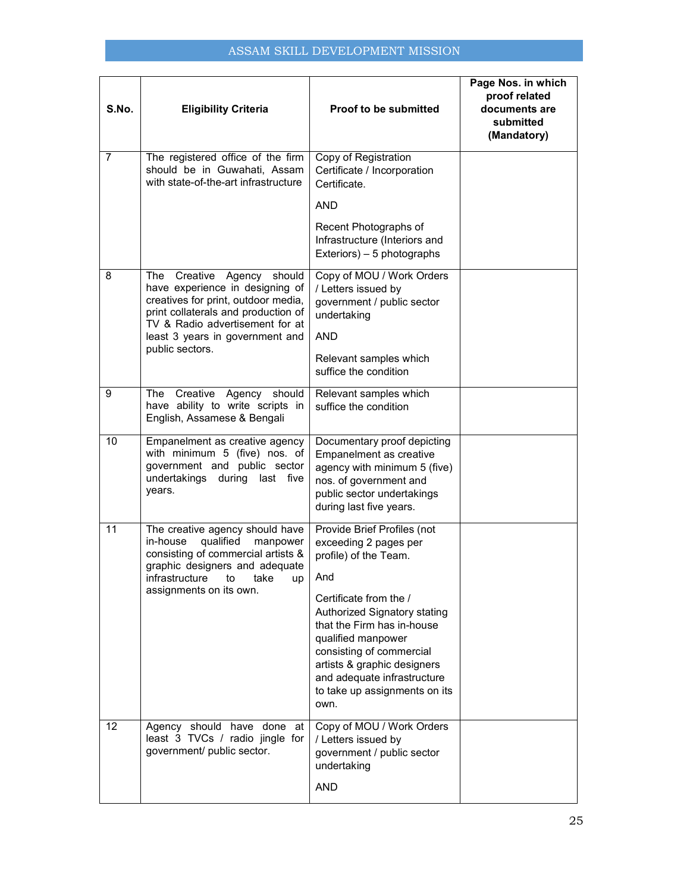| S.No. | Eligibility Criteria | Proof to be submitted | Page Nos. in which proof related documents are submitted (Mandatory) |
|---|---|---|---|
| 7 | The registered office of the firm should be in Guwahati, Assam with state-of-the-art infrastructure | Copy of Registration Certificate / Incorporation Certificate.<br><br>AND<br><br>Recent Photographs of Infrastructure (Interiors and Exteriors) – 5 photographs | |
| 8 | The Creative Agency should have experience in designing of creatives for print, outdoor media, print collaterals and production of TV & Radio advertisement for at least 3 years in government and public sectors. | Copy of MOU / Work Orders / Letters issued by government / public sector undertaking<br><br>AND<br><br>Relevant samples which suffice the condition | |
| 9 | The Creative Agency should have ability to write scripts in English, Assamese & Bengali | Relevant samples which suffice the condition | |
| 10 | Empanelment as creative agency with minimum 5 (five) nos. of government and public sector undertakings during last five years. | Documentary proof depicting Empanelment as creative agency with minimum 5 (five) nos. of government and public sector undertakings during last five years. | |
| 11 | The creative agency should have in-house qualified manpower consisting of commercial artists & graphic designers and adequate infrastructure to take up assignments on its own. | Provide Brief Profiles (not exceeding 2 pages per profile) of the Team.<br><br>And<br><br>Certificate from the / Authorized Signatory stating that the Firm has in-house qualified manpower consisting of commercial artists & graphic designers and adequate infrastructure to take up assignments on its own. | |
| 12 | Agency should have done at least 3 TVCs / radio jingle for government/ public sector. | Copy of MOU / Work Orders / Letters issued by government / public sector undertaking<br><br>AND | |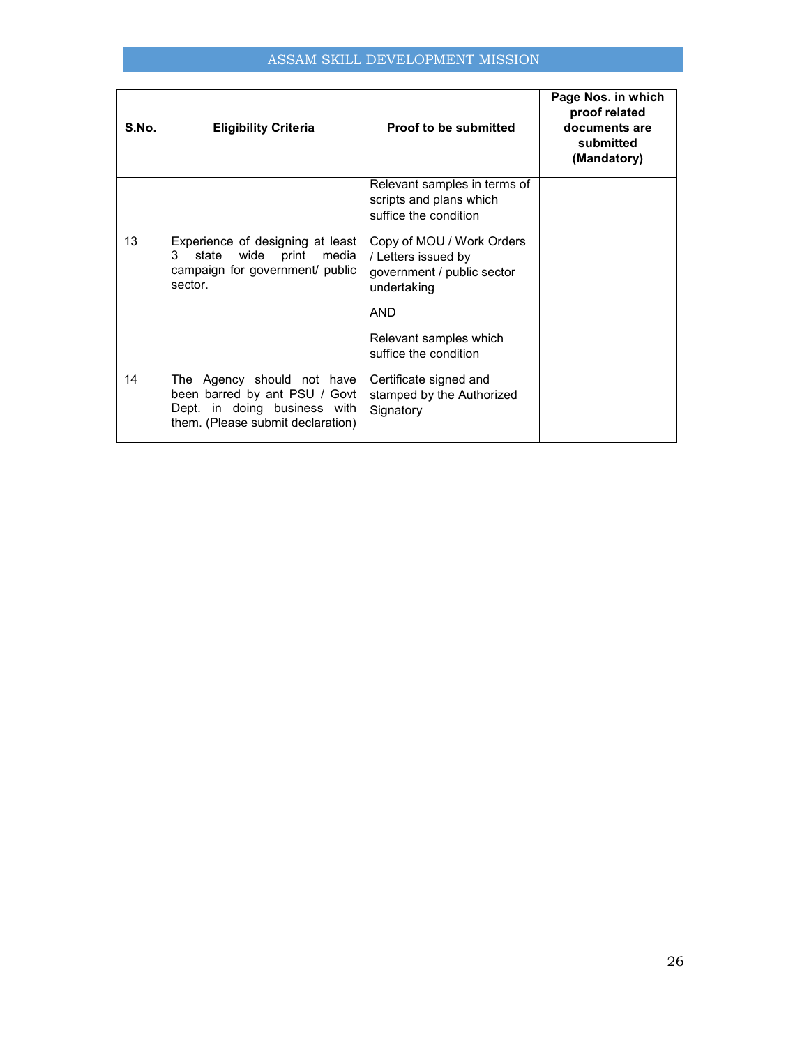| S.No. | Eligibility Criteria | Proof to be submitted | Page Nos. in which proof related documents are submitted (Mandatory) |
|---|---|---|---|
| | | Relevant samples in terms of scripts and plans which suffice the condition | |
| 13 | Experience of designing at least 3 state wide print media campaign for government/ public sector. | Copy of MOU / Work Orders / Letters issued by government / public sector undertaking<br><br>AND<br><br>Relevant samples which suffice the condition | |
| 14 | The Agency should not have been barred by ant PSU / Govt Dept. in doing business with them. (Please submit declaration) | Certificate signed and stamped by the Authorized Signatory | |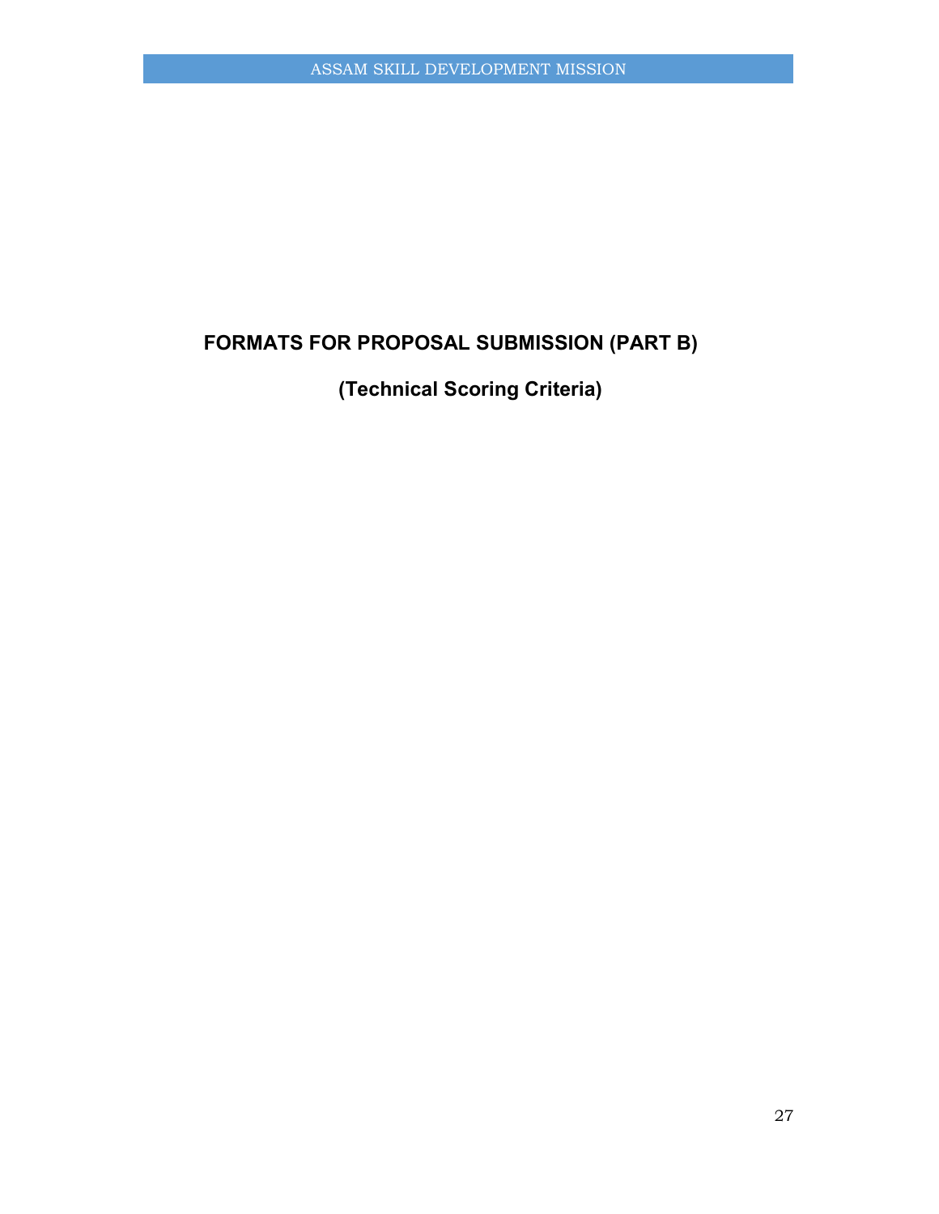# FORMATS FOR PROPOSAL SUBMISSION (PART B)

## (Technical Scoring Criteria)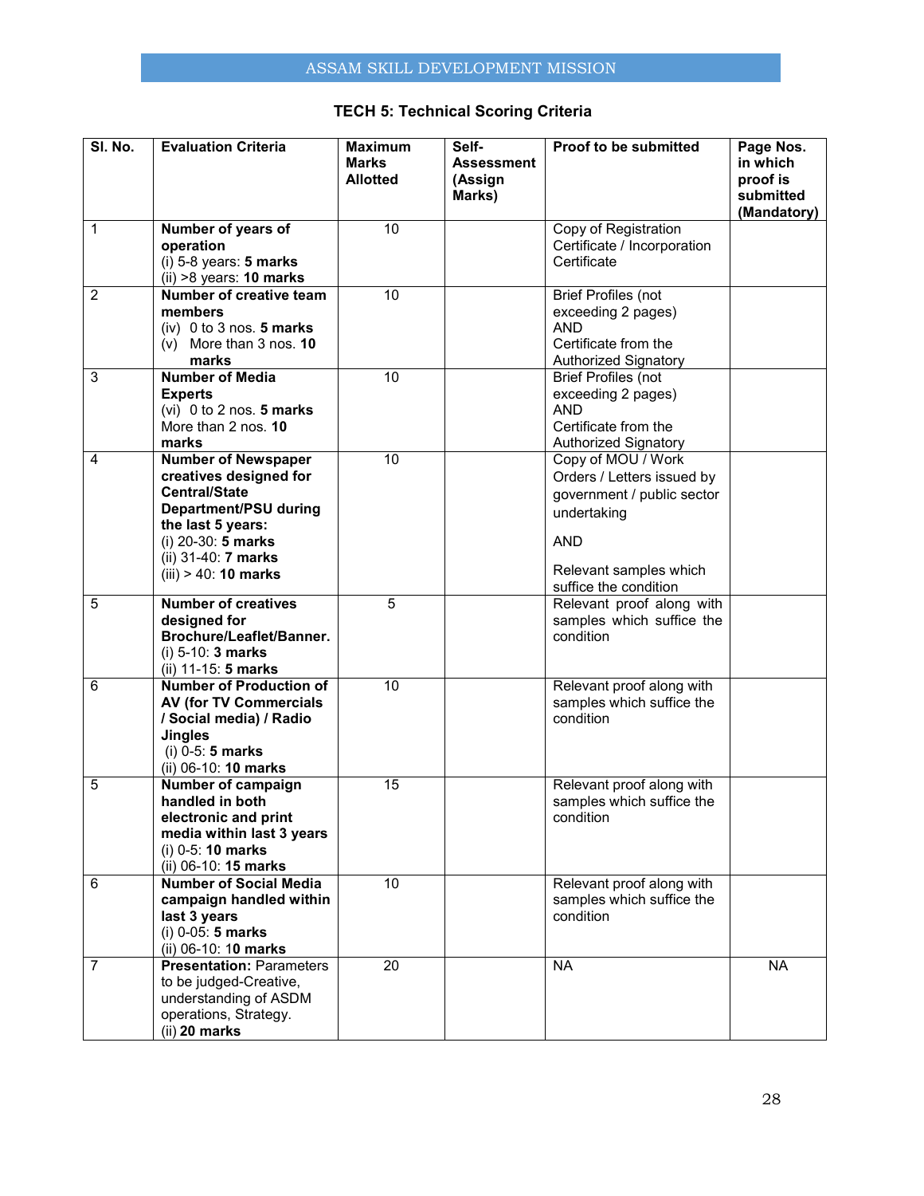### TECH 5: Technical Scoring Criteria

| Sl. No. | Evaluation Criteria | Maximum Marks Allotted | Self-Assessment (Assign Marks) | Proof to be submitted | Page Nos. in which proof is submitted (Mandatory) |
|---|---|---|---|---|---|
| 1 | **Number of years of operation**<br>(i) 5-8 years: **5 marks**<br>(ii) >8 years: **10 marks** | 10 | | Copy of Registration Certificate / Incorporation Certificate | |
| 2 | **Number of creative team members**<br>(iv) 0 to 3 nos. **5 marks**<br>(v) More than 3 nos. **10 marks** | 10 | | Brief Profiles (not exceeding 2 pages)<br>AND<br>Certificate from the Authorized Signatory | |
| 3 | **Number of Media Experts**<br>(vi) 0 to 2 nos. **5 marks**<br>More than 2 nos. **10 marks** | 10 | | Brief Profiles (not exceeding 2 pages)<br>AND<br>Certificate from the Authorized Signatory | |
| 4 | **Number of Newspaper creatives designed for Central/State Department/PSU during the last 5 years:**<br>(i) 20-30: **5 marks**<br>(ii) 31-40: **7 marks**<br>(iii) > 40: **10 marks** | 10 | | Copy of MOU / Work Orders / Letters issued by government / public sector undertaking<br>AND<br>Relevant samples which suffice the condition | |
| 5 | **Number of creatives designed for Brochure/Leaflet/Banner.**<br>(i) 5-10: **3 marks**<br>(ii) 11-15: **5 marks** | 5 | | Relevant proof along with samples which suffice the condition | |
| 6 | **Number of Production of AV (for TV Commercials / Social media) / Radio Jingles**<br>(i) 0-5: **5 marks**<br>(ii) 06-10: **10 marks** | 10 | | Relevant proof along with samples which suffice the condition | |
| 5 | **Number of campaign handled in both electronic and print media within last 3 years**<br>(i) 0-5: **10 marks**<br>(ii) 06-10: **15 marks** | 15 | | Relevant proof along with samples which suffice the condition | |
| 6 | **Number of Social Media campaign handled within last 3 years**<br>(i) 0-05: **5 marks**<br>(ii) 06-10: **10 marks** | 10 | | Relevant proof along with samples which suffice the condition | |
| 7 | **Presentation:** Parameters to be judged-Creative, understanding of ASDM operations, Strategy.<br>(ii) **20 marks** | 20 | | NA | NA |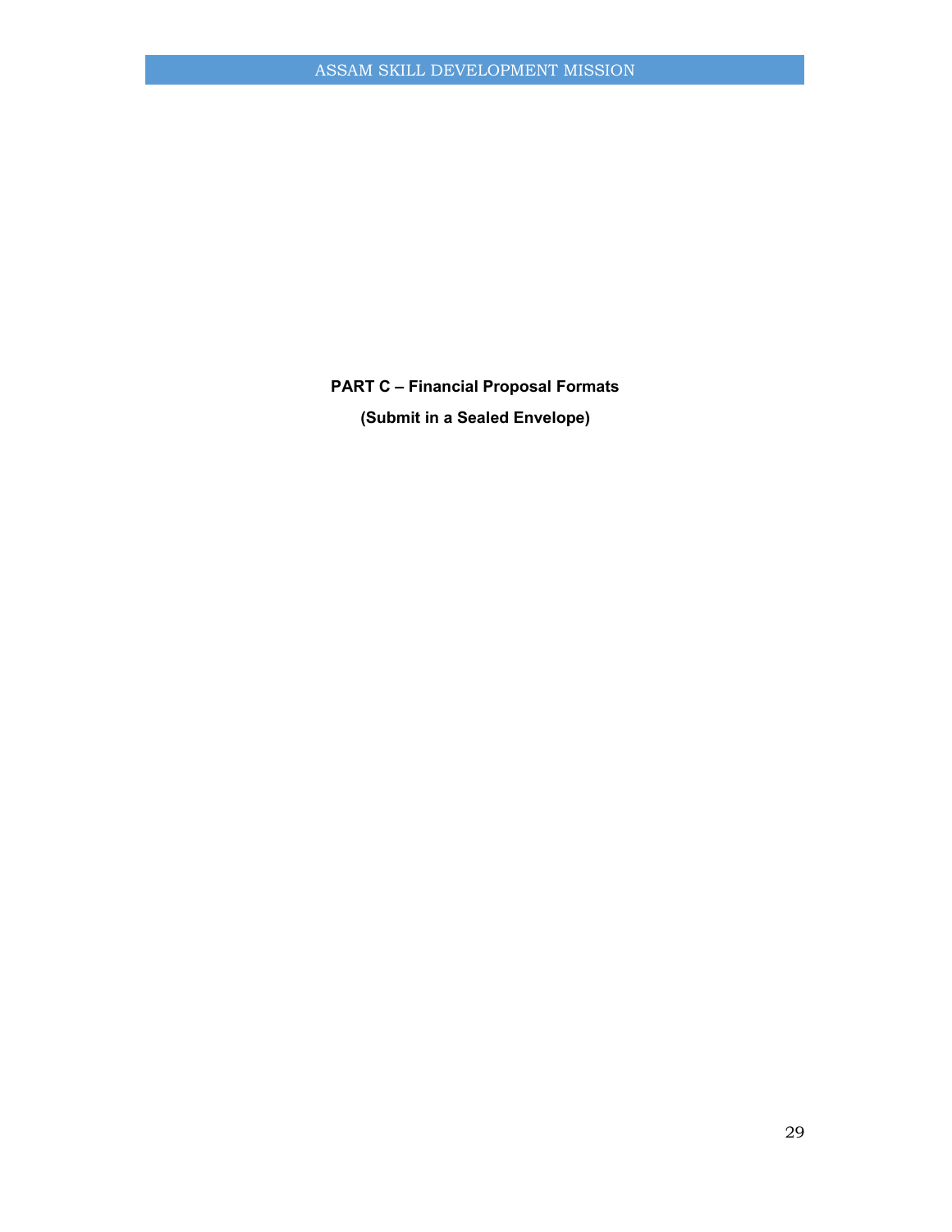# PART C – Financial Proposal Formats

**(Submit in a Sealed Envelope)**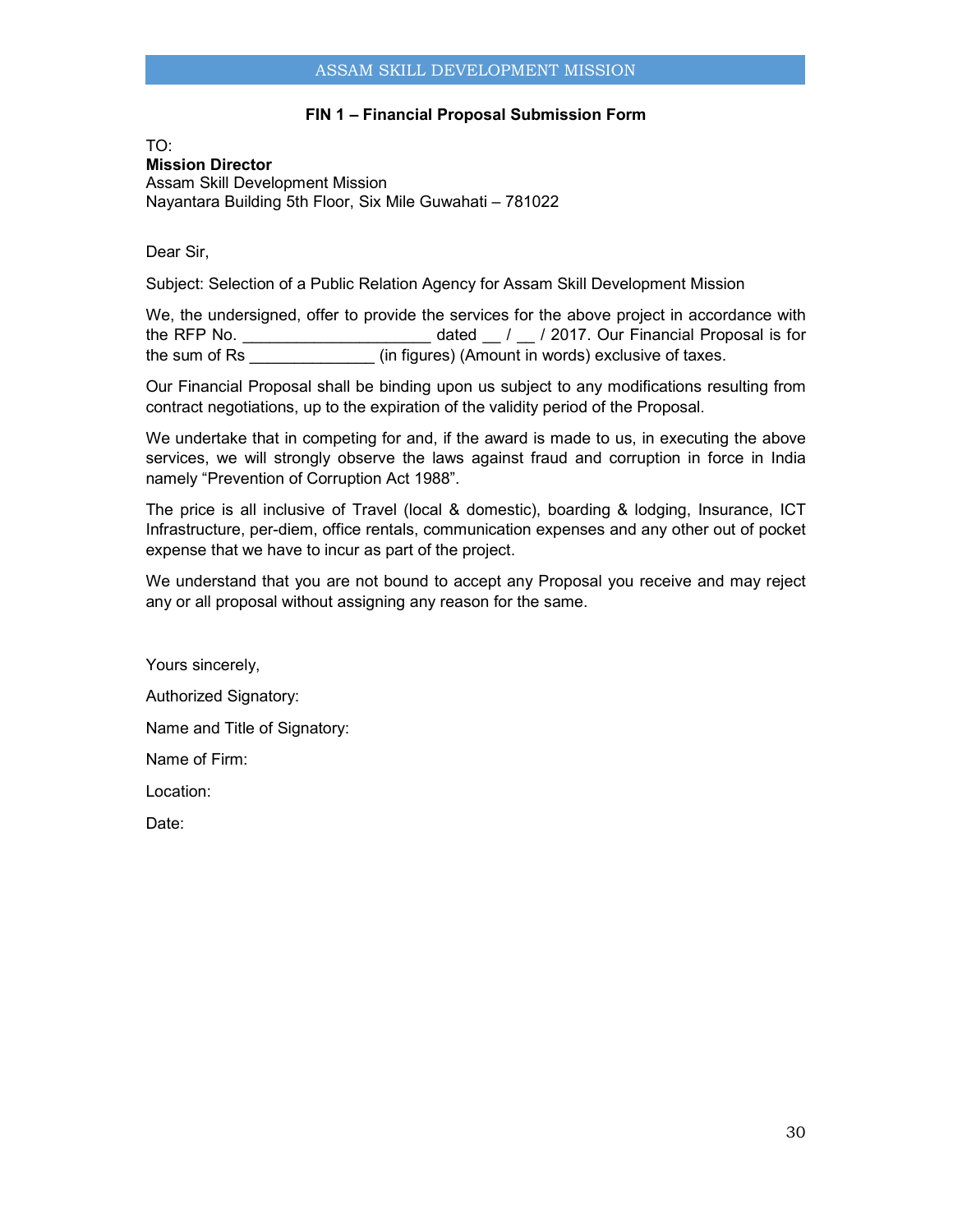### FIN 1 – Financial Proposal Submission Form

TO:
**Mission Director**
Assam Skill Development Mission
Nayantara Building 5th Floor, Six Mile Guwahati – 781022

Dear Sir,

Subject: Selection of a Public Relation Agency for Assam Skill Development Mission

We, the undersigned, offer to provide the services for the above project in accordance with the RFP No. ____________________ dated __ / __ / 2017. Our Financial Proposal is for the sum of Rs _____________ (in figures) (Amount in words) exclusive of taxes.

Our Financial Proposal shall be binding upon us subject to any modifications resulting from contract negotiations, up to the expiration of the validity period of the Proposal.

We undertake that in competing for and, if the award is made to us, in executing the above services, we will strongly observe the laws against fraud and corruption in force in India namely "Prevention of Corruption Act 1988".

The price is all inclusive of Travel (local & domestic), boarding & lodging, Insurance, ICT Infrastructure, per-diem, office rentals, communication expenses and any other out of pocket expense that we have to incur as part of the project.

We understand that you are not bound to accept any Proposal you receive and may reject any or all proposal without assigning any reason for the same.

Yours sincerely,

Authorized Signatory:

Name and Title of Signatory:

Name of Firm:

Location:

Date: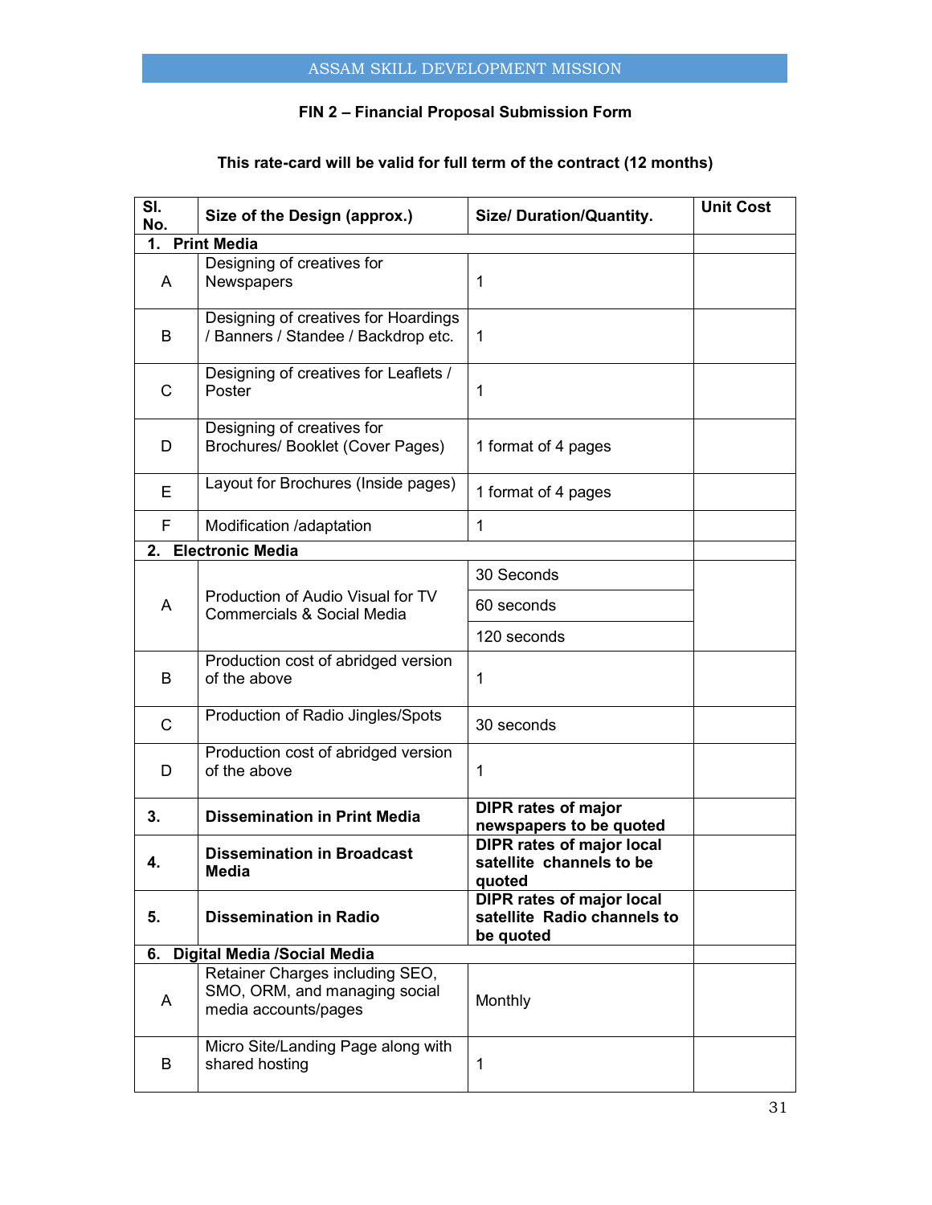**FIN 2 – Financial Proposal Submission Form**

**This rate-card will be valid for full term of the contract (12 months)**

| Sl. No. | Size of the Design (approx.) | Size/ Duration/Quantity. | Unit Cost |
|---|---|---|---|
| **1. Print Media** | | | |
| A | Designing of creatives for Newspapers | 1 | |
| B | Designing of creatives for Hoardings / Banners / Standee / Backdrop etc. | 1 | |
| C | Designing of creatives for Leaflets / Poster | 1 | |
| D | Designing of creatives for Brochures/ Booklet (Cover Pages) | 1 format of 4 pages | |
| E | Layout for Brochures (Inside pages) | 1 format of 4 pages | |
| F | Modification /adaptation | 1 | |
| **2. Electronic Media** | | | |
| A | Production of Audio Visual for TV Commercials & Social Media | 30 Seconds | |
| | | 60 seconds | |
| | | 120 seconds | |
| B | Production cost of abridged version of the above | 1 | |
| C | Production of Radio Jingles/Spots | 30 seconds | |
| D | Production cost of abridged version of the above | 1 | |
| **3.** | **Dissemination in Print Media** | **DIPR rates of major newspapers to be quoted** | |
| **4.** | **Dissemination in Broadcast Media** | **DIPR rates of major local satellite channels to be quoted** | |
| **5.** | **Dissemination in Radio** | **DIPR rates of major local satellite Radio channels to be quoted** | |
| **6. Digital Media /Social Media** | | | |
| A | Retainer Charges including SEO, SMO, ORM, and managing social media accounts/pages | Monthly | |
| B | Micro Site/Landing Page along with shared hosting | 1 | |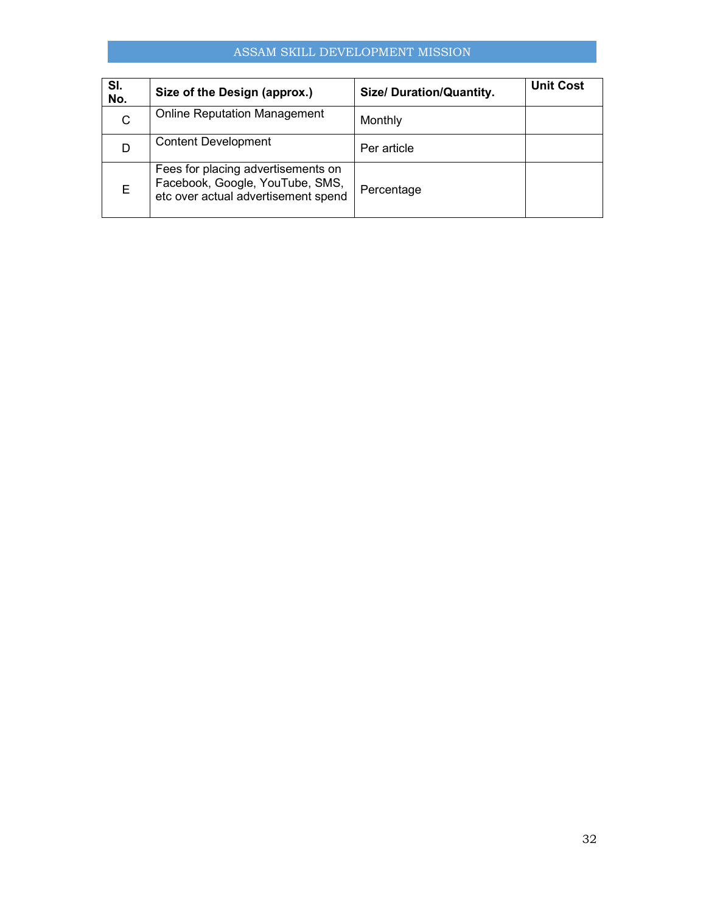| Sl. No. | Size of the Design (approx.) | Size/ Duration/Quantity. | Unit Cost |
|---|---|---|---|
| C | Online Reputation Management | Monthly | |
| D | Content Development | Per article | |
| E | Fees for placing advertisements on Facebook, Google, YouTube, SMS, etc over actual advertisement spend | Percentage | |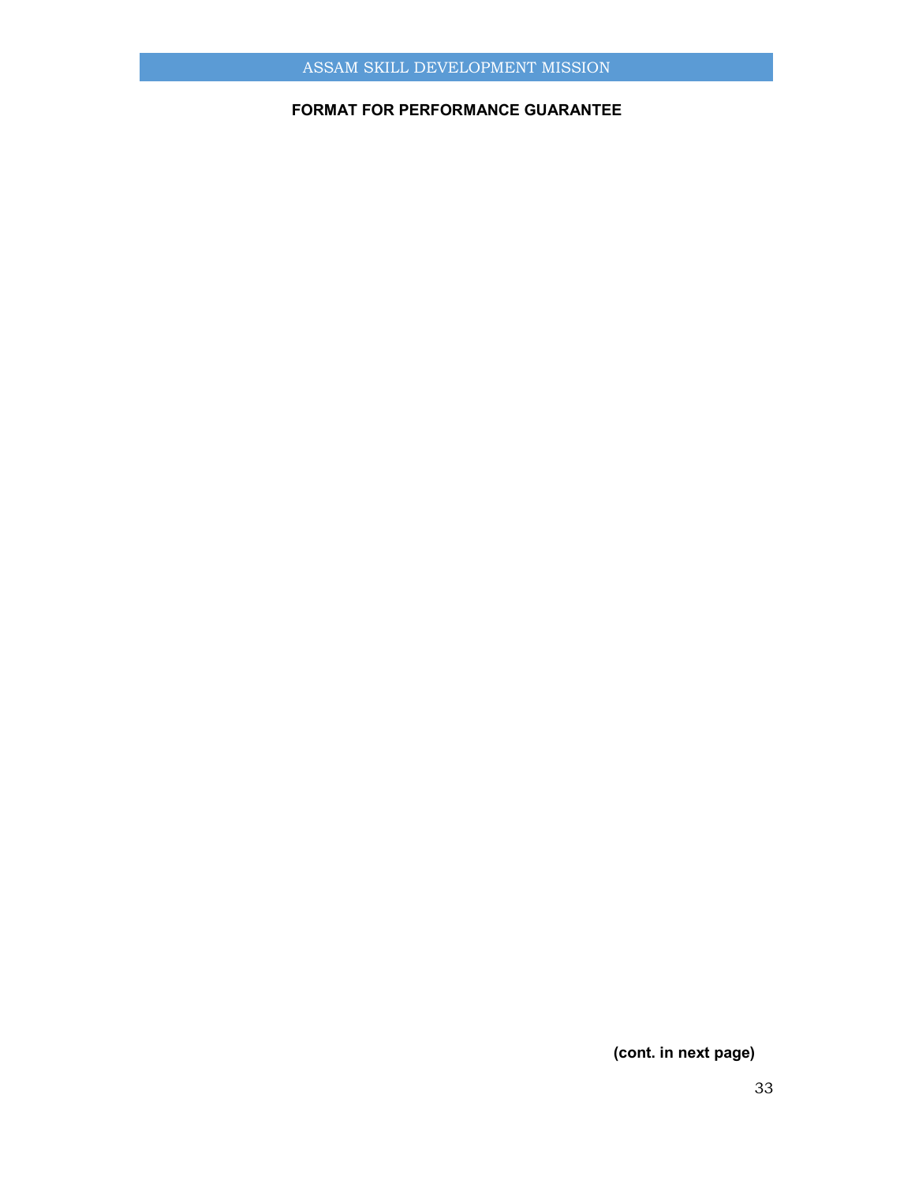**FORMAT FOR PERFORMANCE GUARANTEE**

**(cont. in next page)**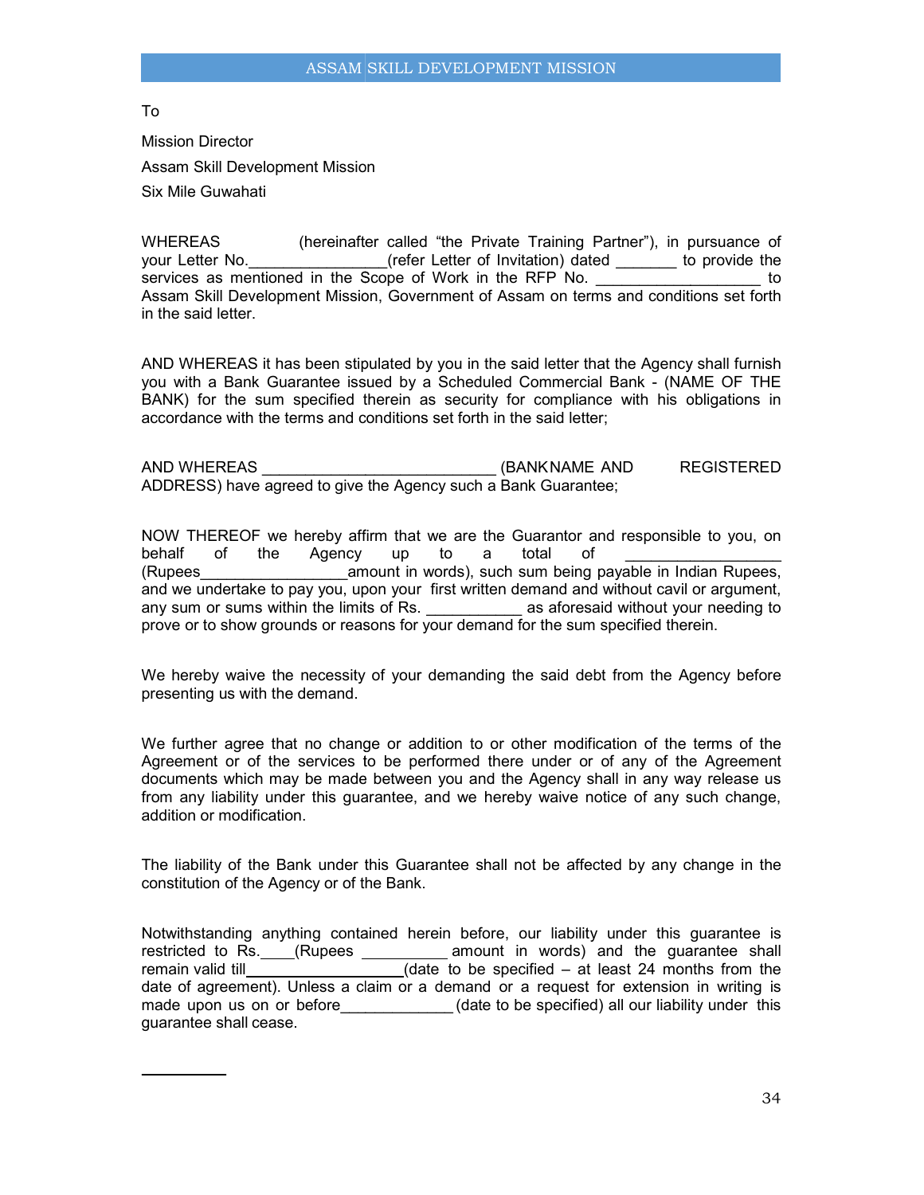To

Mission Director

Assam Skill Development Mission

Six Mile Guwahati

WHEREAS (hereinafter called "the Private Training Partner"), in pursuance of your Letter No.________________(refer Letter of Invitation) dated _______ to provide the services as mentioned in the Scope of Work in the RFP No. ___________________ to Assam Skill Development Mission, Government of Assam on terms and conditions set forth in the said letter.

AND WHEREAS it has been stipulated by you in the said letter that the Agency shall furnish you with a Bank Guarantee issued by a Scheduled Commercial Bank - (NAME OF THE BANK) for the sum specified therein as security for compliance with his obligations in accordance with the terms and conditions set forth in the said letter;

AND WHEREAS ___________________________ (BANKNAME AND REGISTERED ADDRESS) have agreed to give the Agency such a Bank Guarantee;

NOW THEREOF we hereby affirm that we are the Guarantor and responsible to you, on behalf of the Agency up to a total of __________________ (Rupees_________________amount in words), such sum being payable in Indian Rupees, and we undertake to pay you, upon your first written demand and without cavil or argument, any sum or sums within the limits of Rs. ___________ as aforesaid without your needing to prove or to show grounds or reasons for your demand for the sum specified therein.

We hereby waive the necessity of your demanding the said debt from the Agency before presenting us with the demand.

We further agree that no change or addition to or other modification of the terms of the Agreement or of the services to be performed there under or of any of the Agreement documents which may be made between you and the Agency shall in any way release us from any liability under this guarantee, and we hereby waive notice of any such change, addition or modification.

The liability of the Bank under this Guarantee shall not be affected by any change in the constitution of the Agency or of the Bank.

Notwithstanding anything contained herein before, our liability under this guarantee is restricted to Rs.____(Rupees __________ amount in words) and the guarantee shall remain valid till__________________(date to be specified – at least 24 months from the date of agreement). Unless a claim or a demand or a request for extension in writing is made upon us on or before_____________(date to be specified) all our liability under this guarantee shall cease.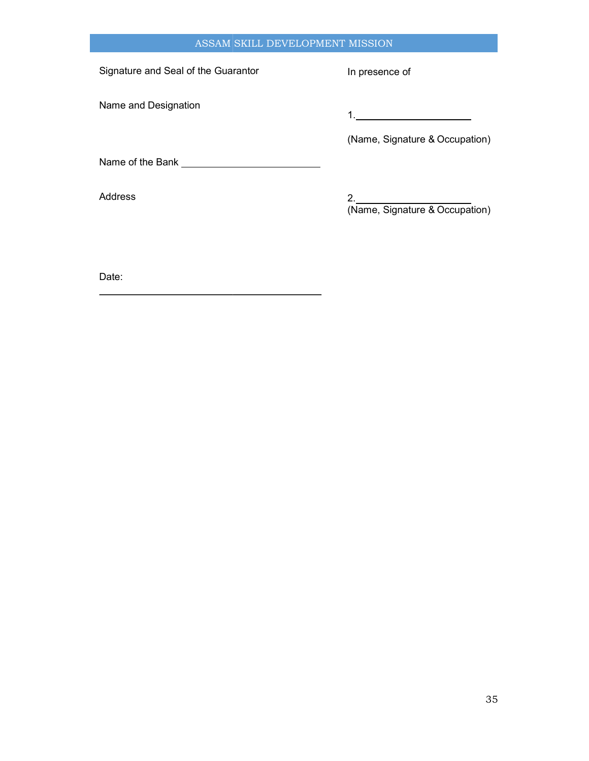Signature and Seal of the Guarantor

Name and Designation

Name of the Bank ______________________

Address

Date:

_________________________________

In presence of

1.____________________

(Name, Signature & Occupation)

2.____________________

(Name, Signature & Occupation)